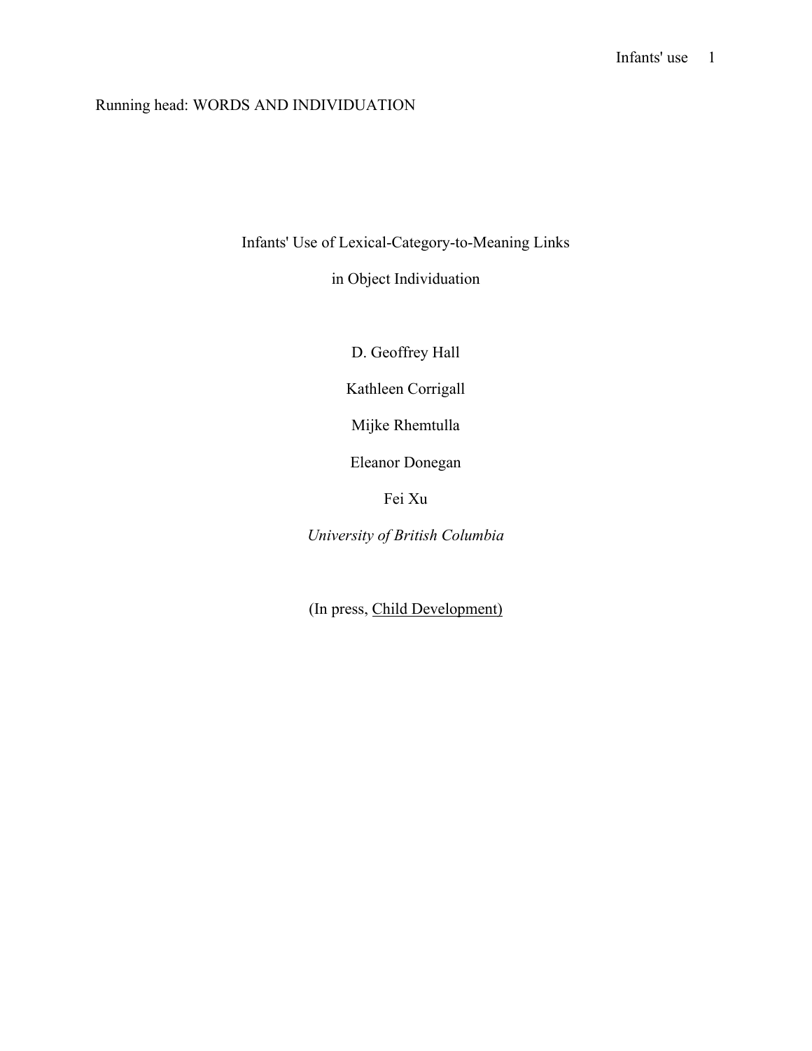Running head: WORDS AND INDIVIDUATION

# Infants' Use of Lexical-Category-to-Meaning Links in Object Individuation

D. Geoffrey Hall

Kathleen Corrigall

Mijke Rhemtulla

Eleanor Donegan

Fei Xu

*University of British Columbia*

(In press, Child Development)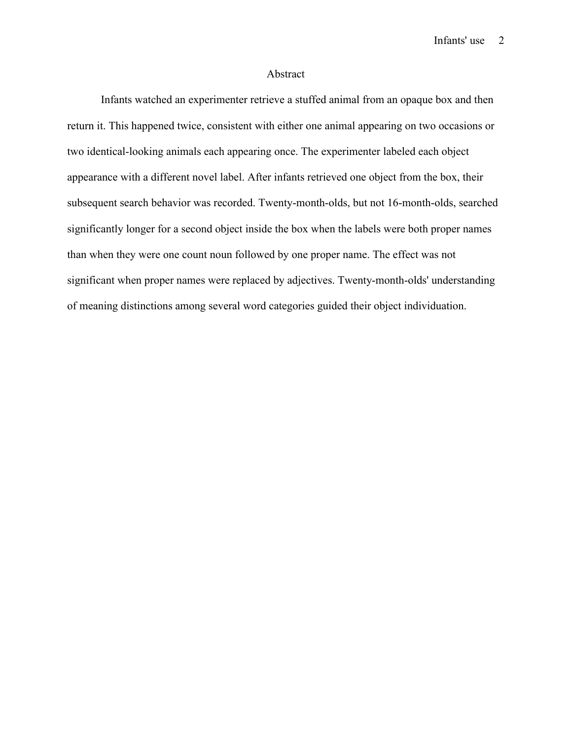# Abstract

Infants watched an experimenter retrieve a stuffed animal from an opaque box and then return it. This happened twice, consistent with either one animal appearing on two occasions or two identical-looking animals each appearing once. The experimenter labeled each object appearance with a different novel label. After infants retrieved one object from the box, their subsequent search behavior was recorded. Twenty-month-olds, but not 16-month-olds, searched significantly longer for a second object inside the box when the labels were both proper names than when they were one count noun followed by one proper name. The effect was not significant when proper names were replaced by adjectives. Twenty-month-olds' understanding of meaning distinctions among several word categories guided their object individuation.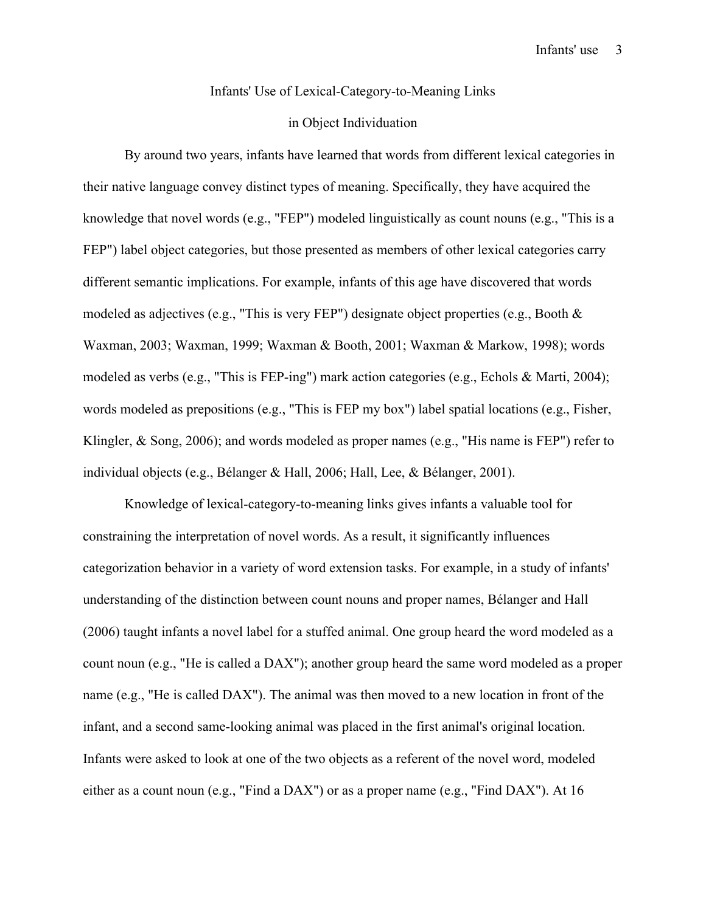# Infants' Use of Lexical-Category-to-Meaning Links in Object Individuation

By around two years, infants have learned that words from different lexical categories in their native language convey distinct types of meaning. Specifically, they have acquired the knowledge that novel words (e.g., "FEP") modeled linguistically as count nouns (e.g., "This is a FEP") label object categories, but those presented as members of other lexical categories carry different semantic implications. For example, infants of this age have discovered that words modeled as adjectives (e.g., "This is very FEP") designate object properties (e.g., Booth & Waxman, 2003; Waxman, 1999; Waxman & Booth, 2001; Waxman & Markow, 1998); words modeled as verbs (e.g., "This is FEP-ing") mark action categories (e.g., Echols & Marti, 2004); words modeled as prepositions (e.g., "This is FEP my box") label spatial locations (e.g., Fisher, Klingler, & Song, 2006); and words modeled as proper names (e.g., "His name is FEP") refer to individual objects (e.g., Bélanger & Hall, 2006; Hall, Lee, & Bélanger, 2001).

Knowledge of lexical-category-to-meaning links gives infants a valuable tool for constraining the interpretation of novel words. As a result, it significantly influences categorization behavior in a variety of word extension tasks. For example, in a study of infants' understanding of the distinction between count nouns and proper names, Bélanger and Hall (2006) taught infants a novel label for a stuffed animal. One group heard the word modeled as a count noun (e.g., "He is called a DAX"); another group heard the same word modeled as a proper name (e.g., "He is called DAX"). The animal was then moved to a new location in front of the infant, and a second same-looking animal was placed in the first animal's original location. Infants were asked to look at one of the two objects as a referent of the novel word, modeled either as a count noun (e.g., "Find a DAX") or as a proper name (e.g., "Find DAX"). At 16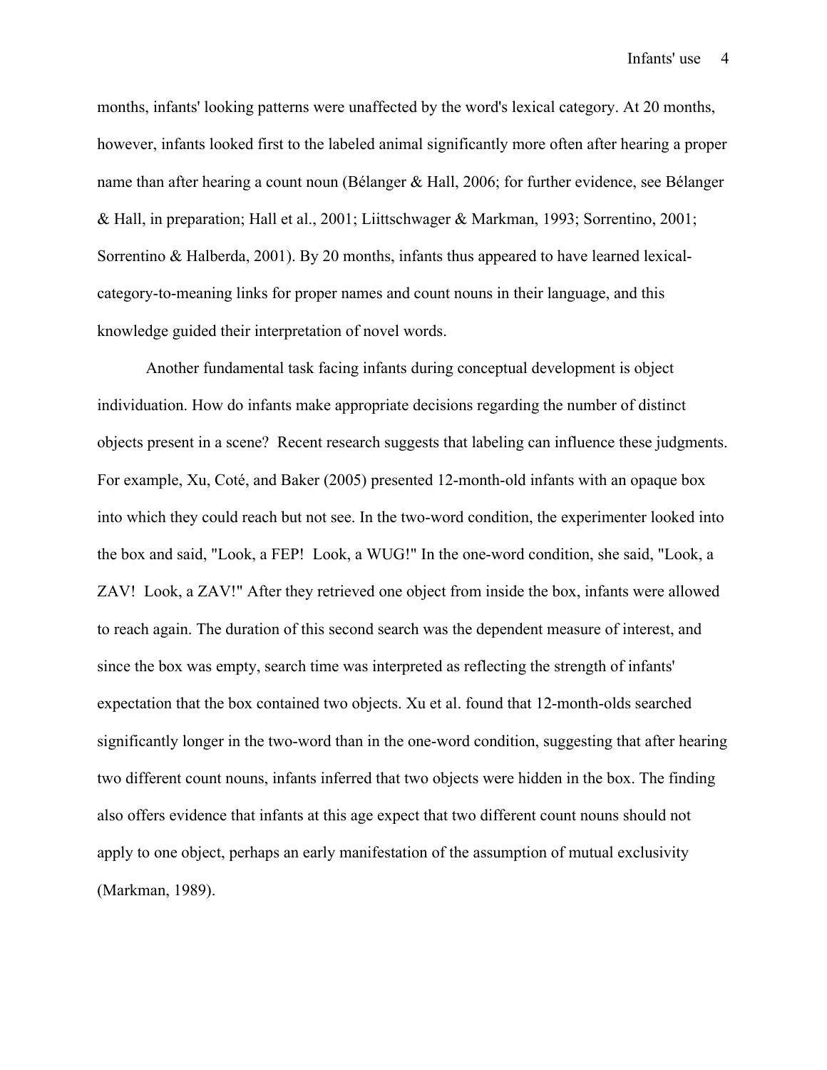months, infants' looking patterns were unaffected by the word's lexical category. At 20 months, however, infants looked first to the labeled animal significantly more often after hearing a proper name than after hearing a count noun (Bélanger & Hall, 2006; for further evidence, see Bélanger & Hall, in preparation; Hall et al., 2001; Liittschwager & Markman, 1993; Sorrentino, 2001; Sorrentino & Halberda, 2001). By 20 months, infants thus appeared to have learned lexical-category-to-meaning links for proper names and count nouns in their language, and this knowledge guided their interpretation of novel words.

Another fundamental task facing infants during conceptual development is object individuation. How do infants make appropriate decisions regarding the number of distinct objects present in a scene? Recent research suggests that labeling can influence these judgments. For example, Xu, Coté, and Baker (2005) presented 12-month-old infants with an opaque box into which they could reach but not see. In the two-word condition, the experimenter looked into the box and said, "Look, a FEP! Look, a WUG!" In the one-word condition, she said, "Look, a ZAV! Look, a ZAV!" After they retrieved one object from inside the box, infants were allowed to reach again. The duration of this second search was the dependent measure of interest, and since the box was empty, search time was interpreted as reflecting the strength of infants' expectation that the box contained two objects. Xu et al. found that 12-month-olds searched significantly longer in the two-word than in the one-word condition, suggesting that after hearing two different count nouns, infants inferred that two objects were hidden in the box. The finding also offers evidence that infants at this age expect that two different count nouns should not apply to one object, perhaps an early manifestation of the assumption of mutual exclusivity (Markman, 1989).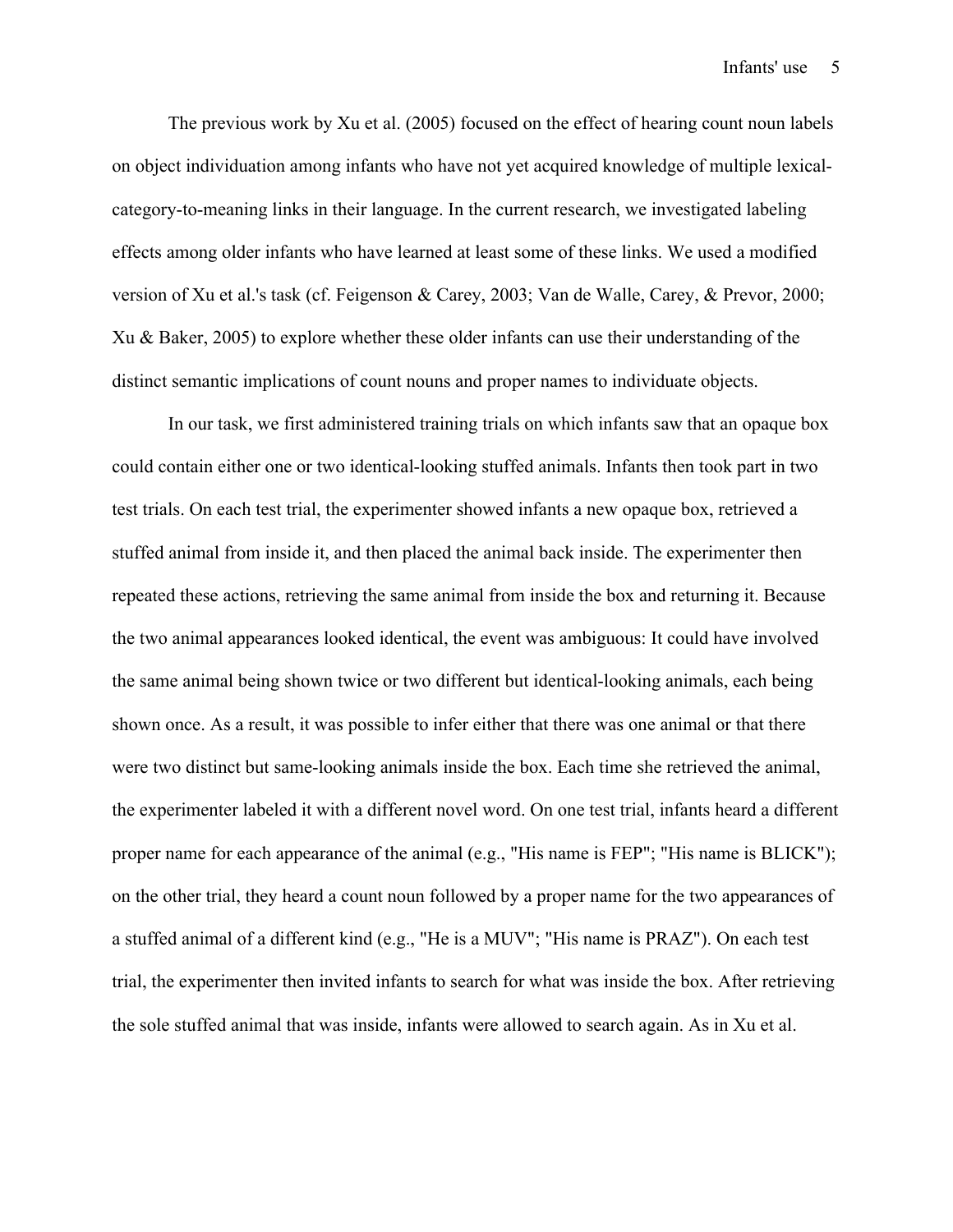The previous work by Xu et al. (2005) focused on the effect of hearing count noun labels on object individuation among infants who have not yet acquired knowledge of multiple lexical-category-to-meaning links in their language. In the current research, we investigated labeling effects among older infants who have learned at least some of these links. We used a modified version of Xu et al.'s task (cf. Feigenson & Carey, 2003; Van de Walle, Carey, & Prevor, 2000; Xu & Baker, 2005) to explore whether these older infants can use their understanding of the distinct semantic implications of count nouns and proper names to individuate objects.

In our task, we first administered training trials on which infants saw that an opaque box could contain either one or two identical-looking stuffed animals. Infants then took part in two test trials. On each test trial, the experimenter showed infants a new opaque box, retrieved a stuffed animal from inside it, and then placed the animal back inside. The experimenter then repeated these actions, retrieving the same animal from inside the box and returning it. Because the two animal appearances looked identical, the event was ambiguous: It could have involved the same animal being shown twice or two different but identical-looking animals, each being shown once. As a result, it was possible to infer either that there was one animal or that there were two distinct but same-looking animals inside the box. Each time she retrieved the animal, the experimenter labeled it with a different novel word. On one test trial, infants heard a different proper name for each appearance of the animal (e.g., "His name is FEP"; "His name is BLICK"); on the other trial, they heard a count noun followed by a proper name for the two appearances of a stuffed animal of a different kind (e.g., "He is a MUV"; "His name is PRAZ"). On each test trial, the experimenter then invited infants to search for what was inside the box. After retrieving the sole stuffed animal that was inside, infants were allowed to search again. As in Xu et al.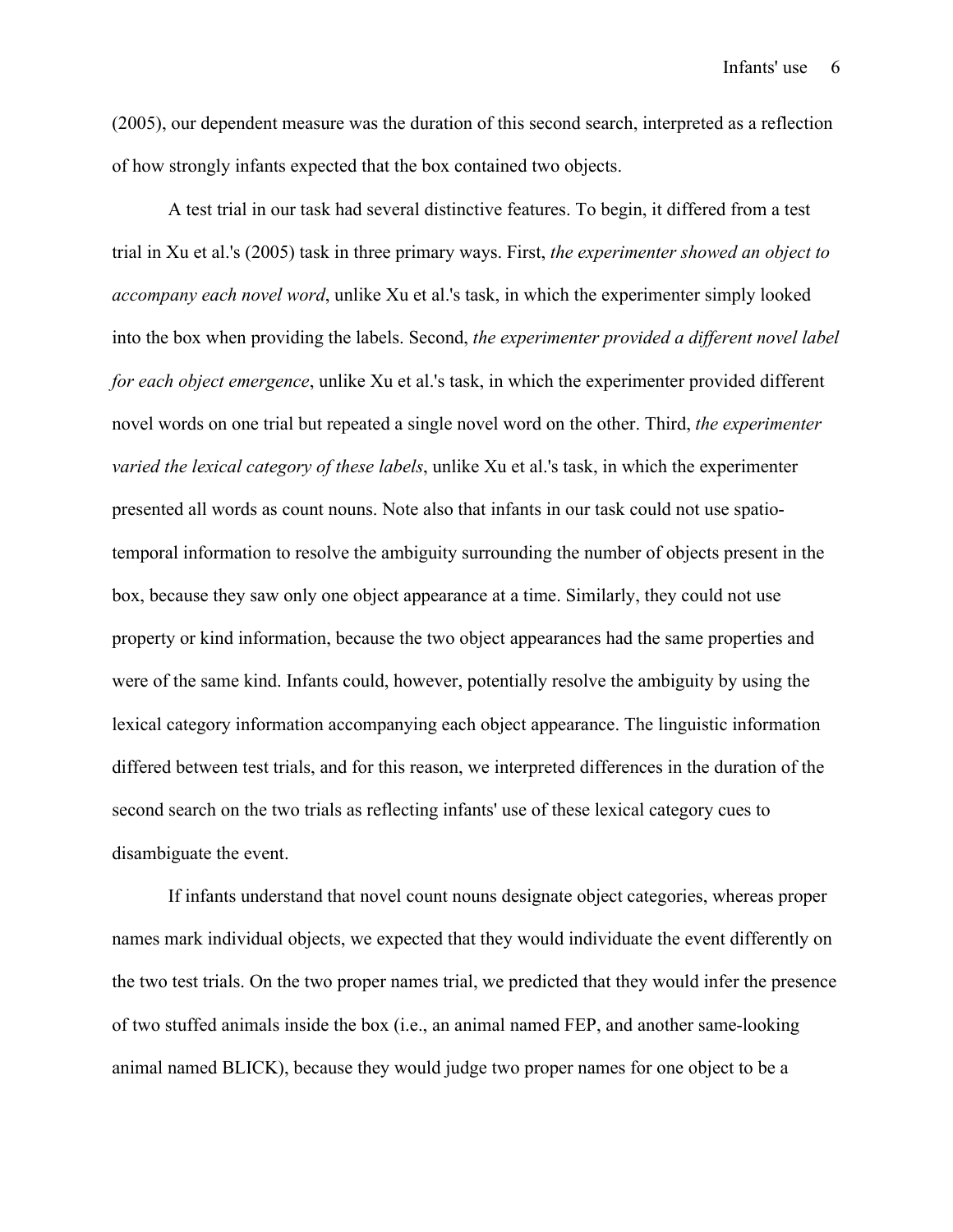(2005), our dependent measure was the duration of this second search, interpreted as a reflection of how strongly infants expected that the box contained two objects.

A test trial in our task had several distinctive features. To begin, it differed from a test trial in Xu et al.'s (2005) task in three primary ways. First, *the experimenter showed an object to accompany each novel word*, unlike Xu et al.'s task, in which the experimenter simply looked into the box when providing the labels. Second, *the experimenter provided a different novel label for each object emergence*, unlike Xu et al.'s task, in which the experimenter provided different novel words on one trial but repeated a single novel word on the other. Third, *the experimenter varied the lexical category of these labels*, unlike Xu et al.'s task, in which the experimenter presented all words as count nouns. Note also that infants in our task could not use spatio-temporal information to resolve the ambiguity surrounding the number of objects present in the box, because they saw only one object appearance at a time. Similarly, they could not use property or kind information, because the two object appearances had the same properties and were of the same kind. Infants could, however, potentially resolve the ambiguity by using the lexical category information accompanying each object appearance. The linguistic information differed between test trials, and for this reason, we interpreted differences in the duration of the second search on the two trials as reflecting infants' use of these lexical category cues to disambiguate the event.

If infants understand that novel count nouns designate object categories, whereas proper names mark individual objects, we expected that they would individuate the event differently on the two test trials. On the two proper names trial, we predicted that they would infer the presence of two stuffed animals inside the box (i.e., an animal named FEP, and another same-looking animal named BLICK), because they would judge two proper names for one object to be a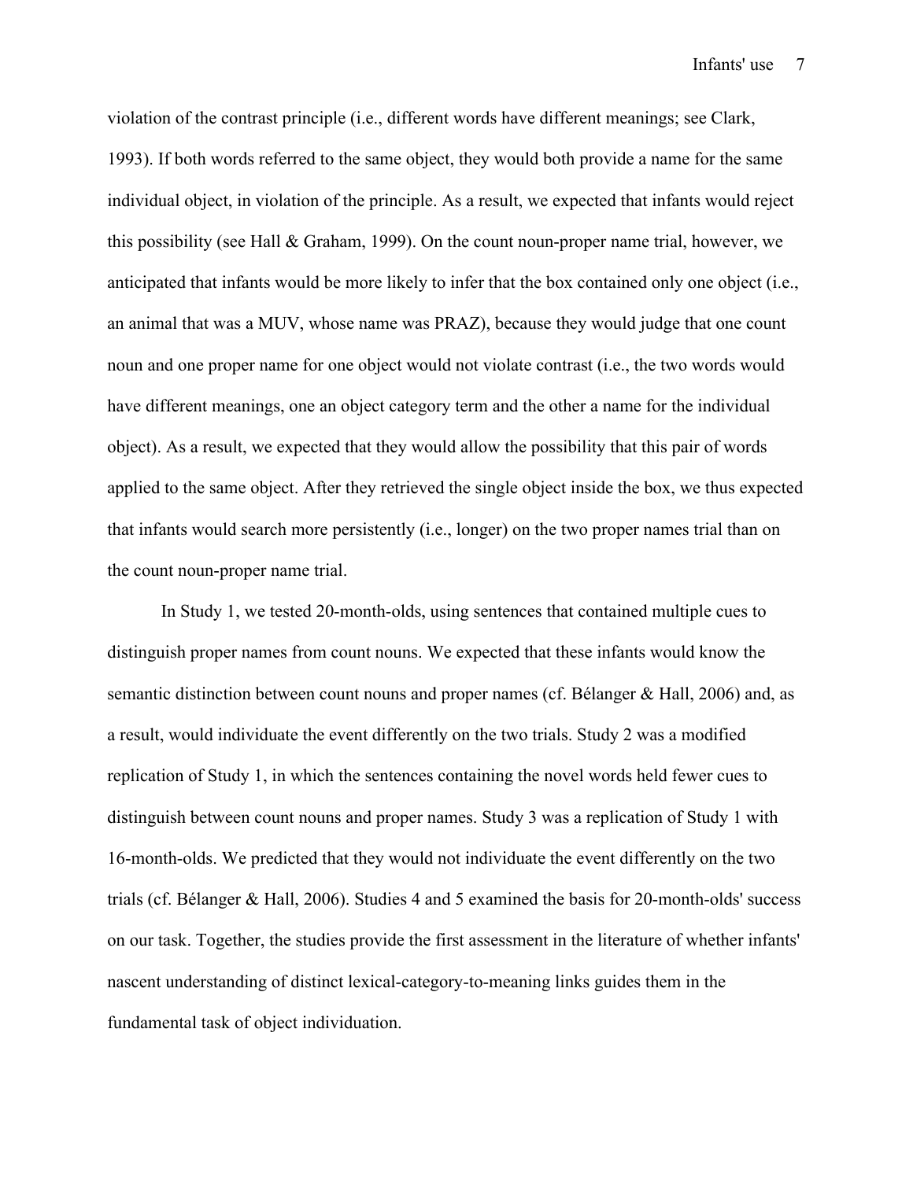violation of the contrast principle (i.e., different words have different meanings; see Clark, 1993). If both words referred to the same object, they would both provide a name for the same individual object, in violation of the principle. As a result, we expected that infants would reject this possibility (see Hall & Graham, 1999). On the count noun-proper name trial, however, we anticipated that infants would be more likely to infer that the box contained only one object (i.e., an animal that was a MUV, whose name was PRAZ), because they would judge that one count noun and one proper name for one object would not violate contrast (i.e., the two words would have different meanings, one an object category term and the other a name for the individual object). As a result, we expected that they would allow the possibility that this pair of words applied to the same object. After they retrieved the single object inside the box, we thus expected that infants would search more persistently (i.e., longer) on the two proper names trial than on the count noun-proper name trial.

In Study 1, we tested 20-month-olds, using sentences that contained multiple cues to distinguish proper names from count nouns. We expected that these infants would know the semantic distinction between count nouns and proper names (cf. Bélanger & Hall, 2006) and, as a result, would individuate the event differently on the two trials. Study 2 was a modified replication of Study 1, in which the sentences containing the novel words held fewer cues to distinguish between count nouns and proper names. Study 3 was a replication of Study 1 with 16-month-olds. We predicted that they would not individuate the event differently on the two trials (cf. Bélanger & Hall, 2006). Studies 4 and 5 examined the basis for 20-month-olds' success on our task. Together, the studies provide the first assessment in the literature of whether infants' nascent understanding of distinct lexical-category-to-meaning links guides them in the fundamental task of object individuation.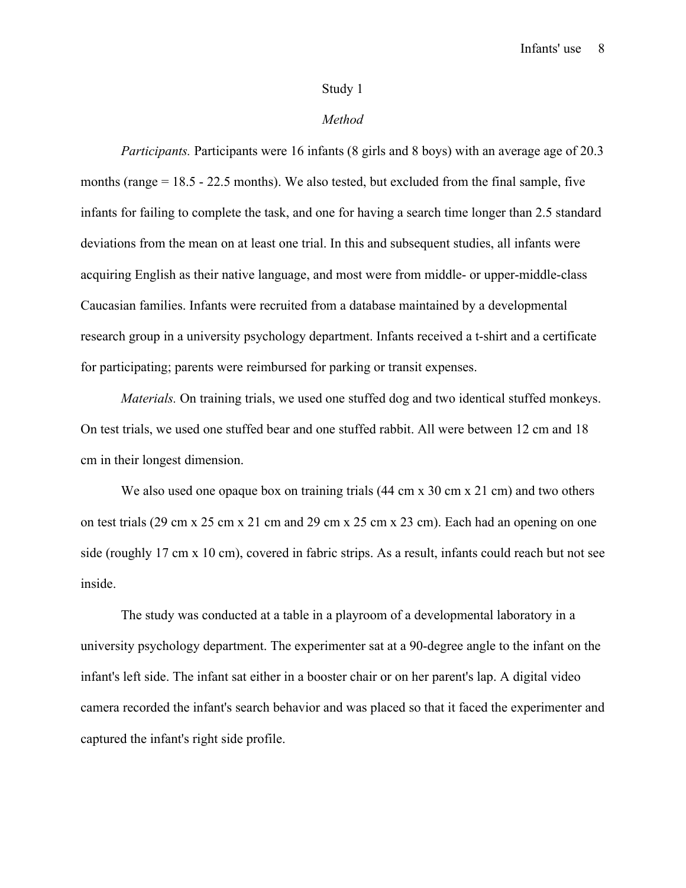## Study 1

### *Method*

*Participants.* Participants were 16 infants (8 girls and 8 boys) with an average age of 20.3 months (range = 18.5 - 22.5 months). We also tested, but excluded from the final sample, five infants for failing to complete the task, and one for having a search time longer than 2.5 standard deviations from the mean on at least one trial. In this and subsequent studies, all infants were acquiring English as their native language, and most were from middle- or upper-middle-class Caucasian families. Infants were recruited from a database maintained by a developmental research group in a university psychology department. Infants received a t-shirt and a certificate for participating; parents were reimbursed for parking or transit expenses.

*Materials.* On training trials, we used one stuffed dog and two identical stuffed monkeys. On test trials, we used one stuffed bear and one stuffed rabbit. All were between 12 cm and 18 cm in their longest dimension.

We also used one opaque box on training trials (44 cm x 30 cm x 21 cm) and two others on test trials (29 cm x 25 cm x 21 cm and 29 cm x 25 cm x 23 cm). Each had an opening on one side (roughly 17 cm x 10 cm), covered in fabric strips. As a result, infants could reach but not see inside.

The study was conducted at a table in a playroom of a developmental laboratory in a university psychology department. The experimenter sat at a 90-degree angle to the infant on the infant's left side. The infant sat either in a booster chair or on her parent's lap. A digital video camera recorded the infant's search behavior and was placed so that it faced the experimenter and captured the infant's right side profile.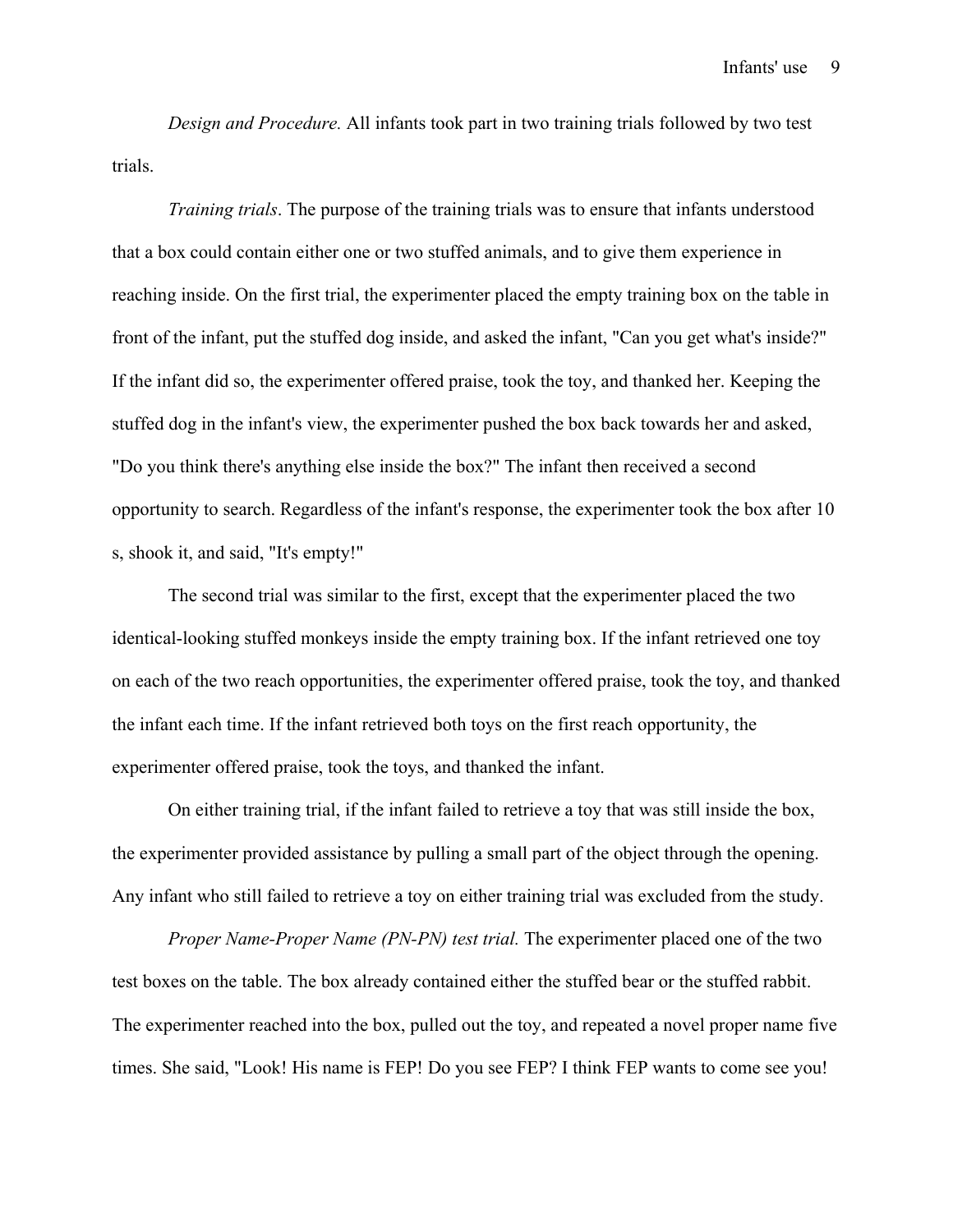*Design and Procedure.* All infants took part in two training trials followed by two test trials.

*Training trials*. The purpose of the training trials was to ensure that infants understood that a box could contain either one or two stuffed animals, and to give them experience in reaching inside. On the first trial, the experimenter placed the empty training box on the table in front of the infant, put the stuffed dog inside, and asked the infant, "Can you get what's inside?" If the infant did so, the experimenter offered praise, took the toy, and thanked her. Keeping the stuffed dog in the infant's view, the experimenter pushed the box back towards her and asked, "Do you think there's anything else inside the box?" The infant then received a second opportunity to search. Regardless of the infant's response, the experimenter took the box after 10 s, shook it, and said, "It's empty!"

The second trial was similar to the first, except that the experimenter placed the two identical-looking stuffed monkeys inside the empty training box. If the infant retrieved one toy on each of the two reach opportunities, the experimenter offered praise, took the toy, and thanked the infant each time. If the infant retrieved both toys on the first reach opportunity, the experimenter offered praise, took the toys, and thanked the infant.

On either training trial, if the infant failed to retrieve a toy that was still inside the box, the experimenter provided assistance by pulling a small part of the object through the opening. Any infant who still failed to retrieve a toy on either training trial was excluded from the study.

*Proper Name-Proper Name (PN-PN) test trial.* The experimenter placed one of the two test boxes on the table. The box already contained either the stuffed bear or the stuffed rabbit. The experimenter reached into the box, pulled out the toy, and repeated a novel proper name five times. She said, "Look! His name is FEP! Do you see FEP? I think FEP wants to come see you!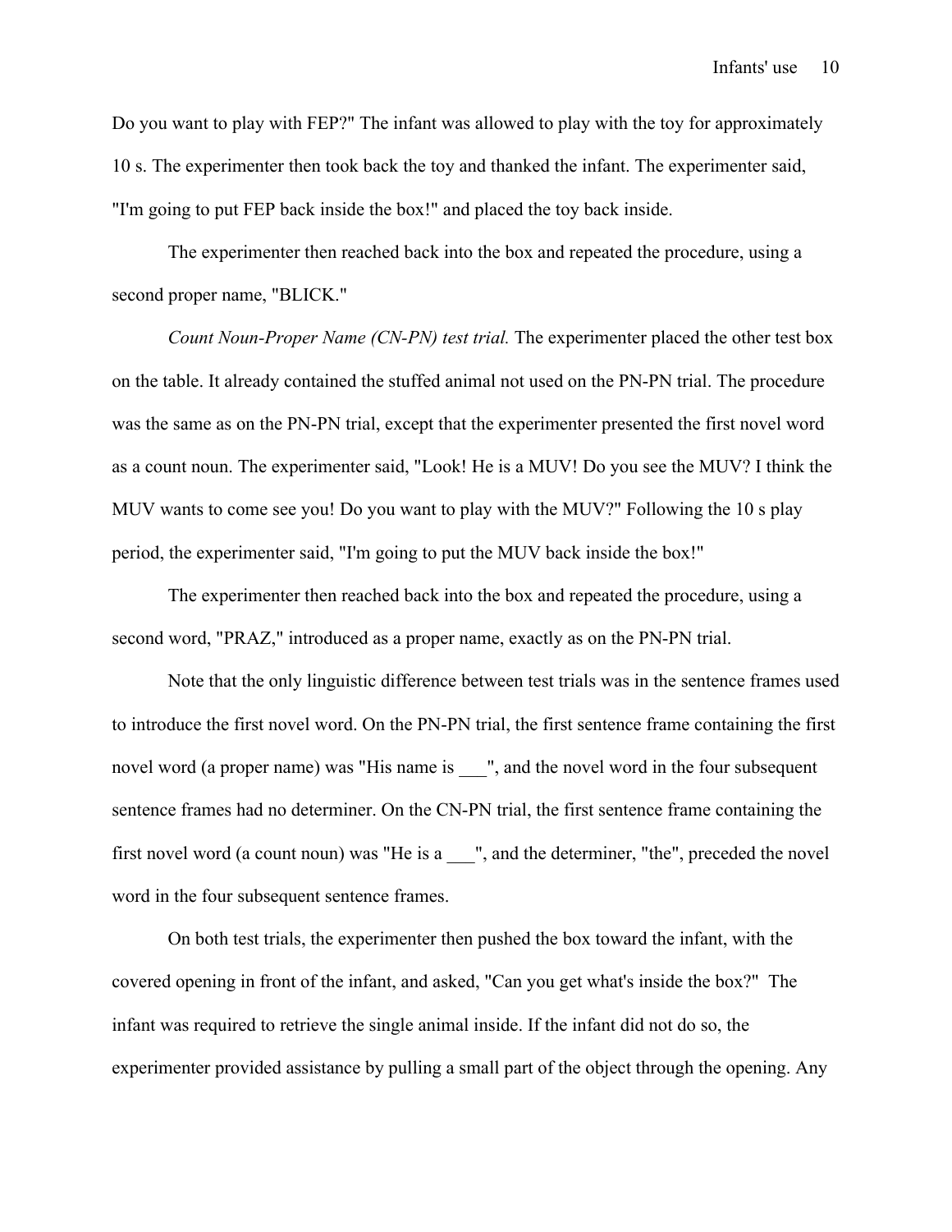Do you want to play with FEP?" The infant was allowed to play with the toy for approximately 10 s. The experimenter then took back the toy and thanked the infant. The experimenter said, "I'm going to put FEP back inside the box!" and placed the toy back inside.

The experimenter then reached back into the box and repeated the procedure, using a second proper name, "BLICK."

*Count Noun-Proper Name (CN-PN) test trial.* The experimenter placed the other test box on the table. It already contained the stuffed animal not used on the PN-PN trial. The procedure was the same as on the PN-PN trial, except that the experimenter presented the first novel word as a count noun. The experimenter said, "Look! He is a MUV! Do you see the MUV? I think the MUV wants to come see you! Do you want to play with the MUV?" Following the 10 s play period, the experimenter said, "I'm going to put the MUV back inside the box!"

The experimenter then reached back into the box and repeated the procedure, using a second word, "PRAZ," introduced as a proper name, exactly as on the PN-PN trial.

Note that the only linguistic difference between test trials was in the sentence frames used to introduce the first novel word. On the PN-PN trial, the first sentence frame containing the first novel word (a proper name) was "His name is ___", and the novel word in the four subsequent sentence frames had no determiner. On the CN-PN trial, the first sentence frame containing the first novel word (a count noun) was "He is a ___", and the determiner, "the", preceded the novel word in the four subsequent sentence frames.

On both test trials, the experimenter then pushed the box toward the infant, with the covered opening in front of the infant, and asked, "Can you get what's inside the box?" The infant was required to retrieve the single animal inside. If the infant did not do so, the experimenter provided assistance by pulling a small part of the object through the opening. Any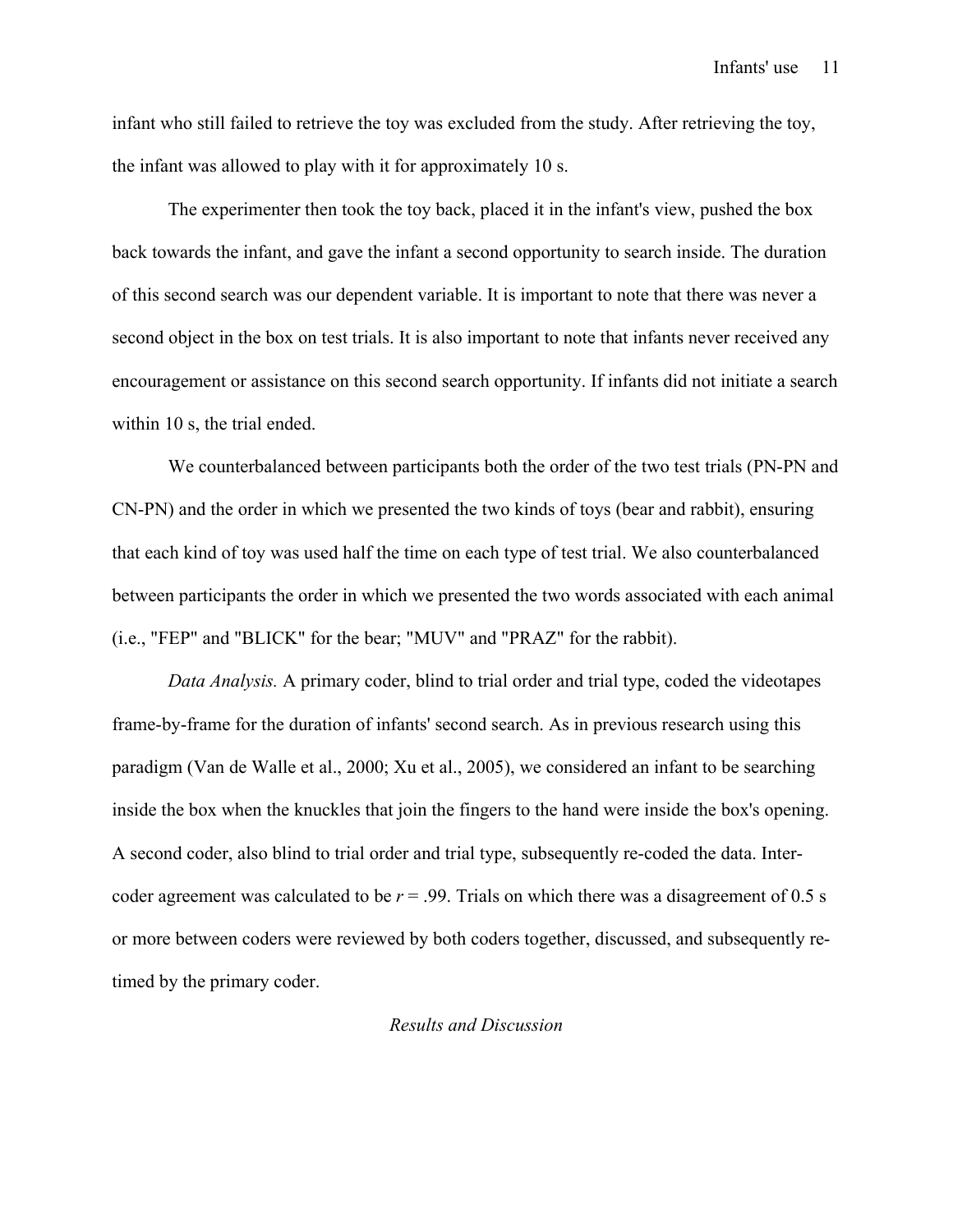infant who still failed to retrieve the toy was excluded from the study. After retrieving the toy, the infant was allowed to play with it for approximately 10 s.

The experimenter then took the toy back, placed it in the infant's view, pushed the box back towards the infant, and gave the infant a second opportunity to search inside. The duration of this second search was our dependent variable. It is important to note that there was never a second object in the box on test trials. It is also important to note that infants never received any encouragement or assistance on this second search opportunity. If infants did not initiate a search within 10 s, the trial ended.

We counterbalanced between participants both the order of the two test trials (PN-PN and CN-PN) and the order in which we presented the two kinds of toys (bear and rabbit), ensuring that each kind of toy was used half the time on each type of test trial. We also counterbalanced between participants the order in which we presented the two words associated with each animal (i.e., "FEP" and "BLICK" for the bear; "MUV" and "PRAZ" for the rabbit).

*Data Analysis.* A primary coder, blind to trial order and trial type, coded the videotapes frame-by-frame for the duration of infants' second search. As in previous research using this paradigm (Van de Walle et al., 2000; Xu et al., 2005), we considered an infant to be searching inside the box when the knuckles that join the fingers to the hand were inside the box's opening. A second coder, also blind to trial order and trial type, subsequently re-coded the data. Inter-coder agreement was calculated to be $r = .99$. Trials on which there was a disagreement of 0.5 s or more between coders were reviewed by both coders together, discussed, and subsequently re-timed by the primary coder.

### *Results and Discussion*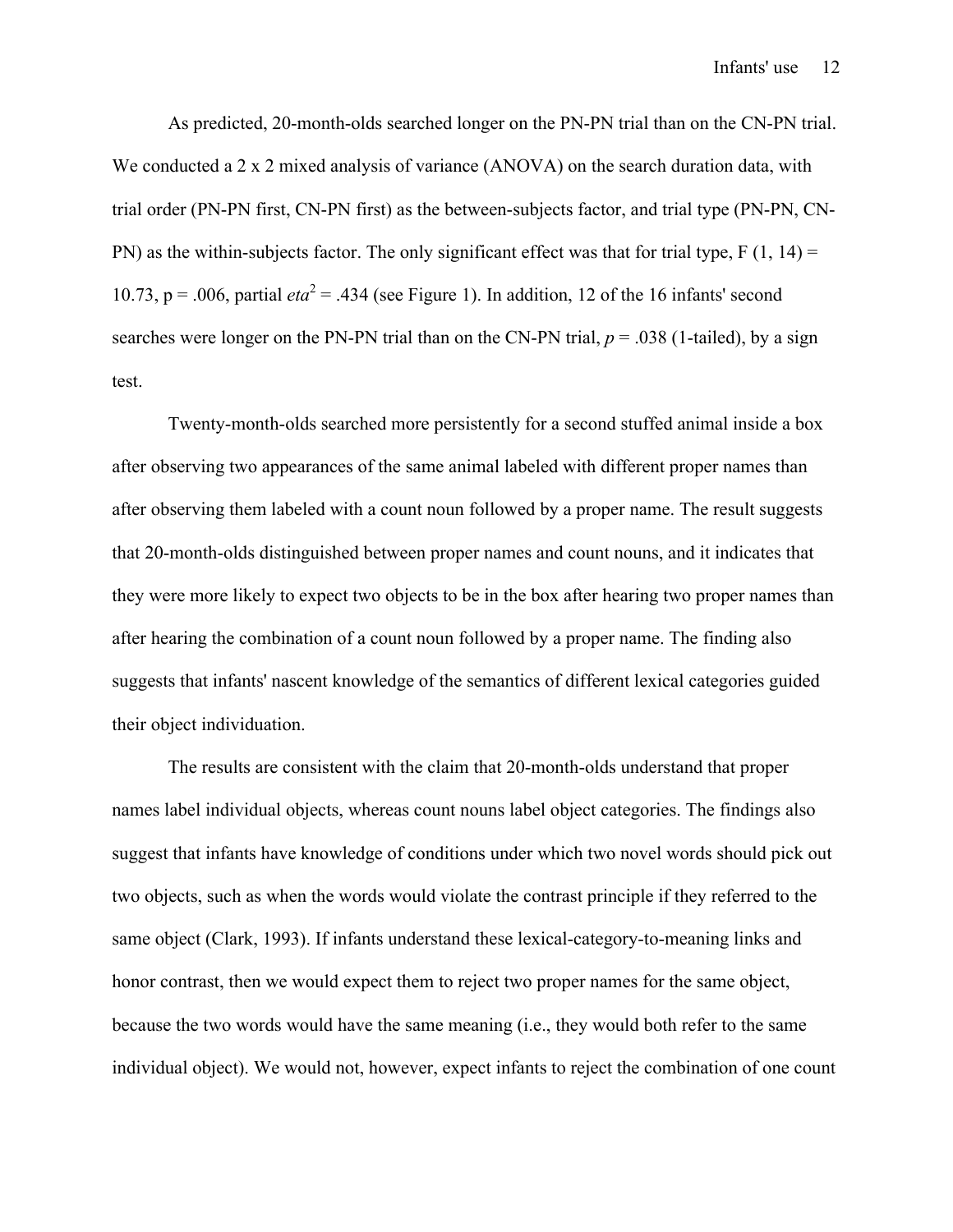As predicted, 20-month-olds searched longer on the PN-PN trial than on the CN-PN trial. We conducted a 2 x 2 mixed analysis of variance (ANOVA) on the search duration data, with trial order (PN-PN first, CN-PN first) as the between-subjects factor, and trial type (PN-PN, CN-PN) as the within-subjects factor. The only significant effect was that for trial type, $F(1, 14) = 10.73$, $p = .006$, partial $eta^2 = .434$ (see Figure 1). In addition, 12 of the 16 infants' second searches were longer on the PN-PN trial than on the CN-PN trial, $p = .038$ (1-tailed), by a sign test.

Twenty-month-olds searched more persistently for a second stuffed animal inside a box after observing two appearances of the same animal labeled with different proper names than after observing them labeled with a count noun followed by a proper name. The result suggests that 20-month-olds distinguished between proper names and count nouns, and it indicates that they were more likely to expect two objects to be in the box after hearing two proper names than after hearing the combination of a count noun followed by a proper name. The finding also suggests that infants' nascent knowledge of the semantics of different lexical categories guided their object individuation.

The results are consistent with the claim that 20-month-olds understand that proper names label individual objects, whereas count nouns label object categories. The findings also suggest that infants have knowledge of conditions under which two novel words should pick out two objects, such as when the words would violate the contrast principle if they referred to the same object (Clark, 1993). If infants understand these lexical-category-to-meaning links and honor contrast, then we would expect them to reject two proper names for the same object, because the two words would have the same meaning (i.e., they would both refer to the same individual object). We would not, however, expect infants to reject the combination of one count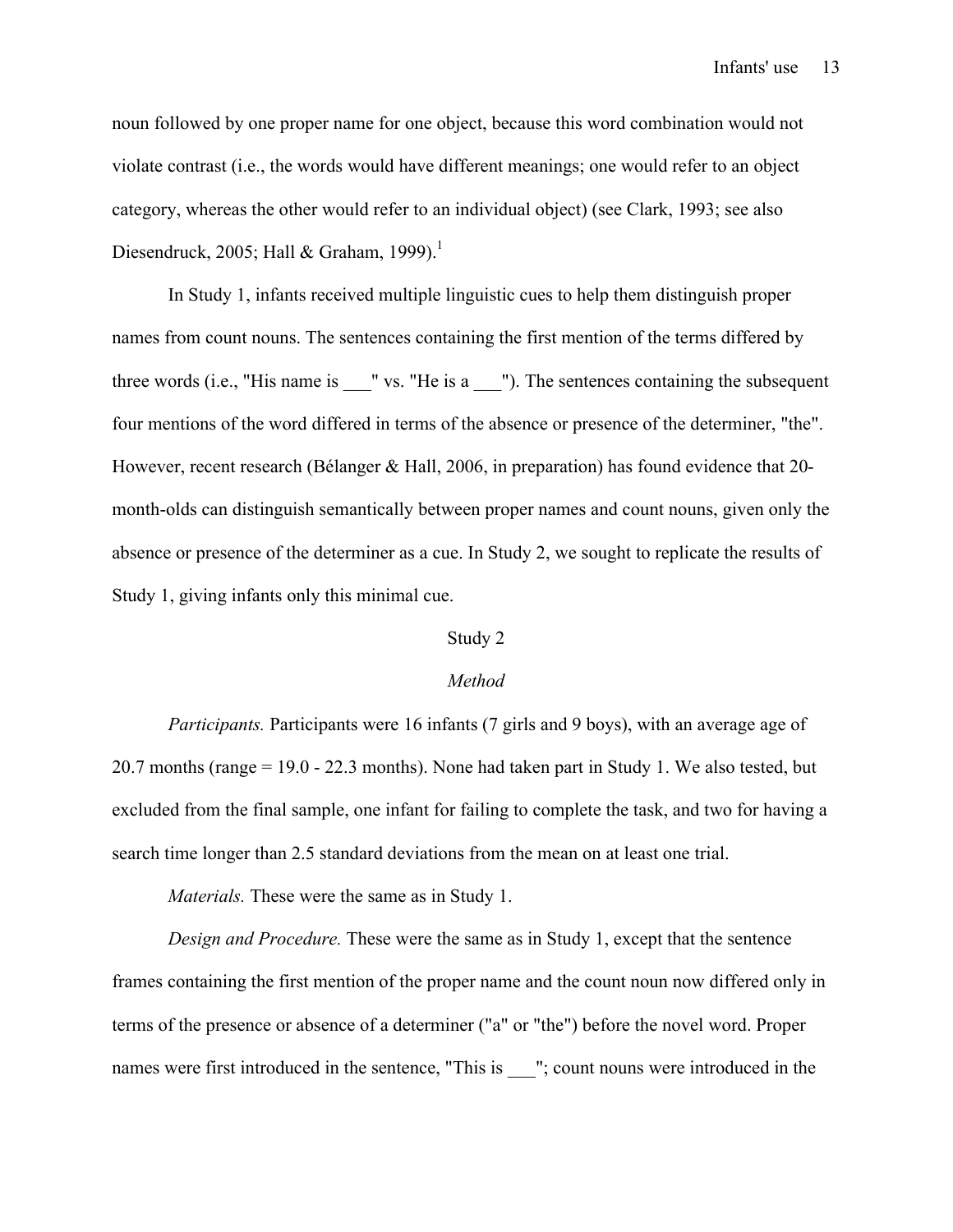noun followed by one proper name for one object, because this word combination would not violate contrast (i.e., the words would have different meanings; one would refer to an object category, whereas the other would refer to an individual object) (see Clark, 1993; see also Diesendruck, 2005; Hall & Graham, 1999).[1]

In Study 1, infants received multiple linguistic cues to help them distinguish proper names from count nouns. The sentences containing the first mention of the terms differed by three words (i.e., "His name is ___" vs. "He is a ___"). The sentences containing the subsequent four mentions of the word differed in terms of the absence or presence of the determiner, "the". However, recent research (Bélanger & Hall, 2006, in preparation) has found evidence that 20-month-olds can distinguish semantically between proper names and count nouns, given only the absence or presence of the determiner as a cue. In Study 2, we sought to replicate the results of Study 1, giving infants only this minimal cue.

## Study 2

### *Method*

*Participants.* Participants were 16 infants (7 girls and 9 boys), with an average age of 20.7 months (range = 19.0 - 22.3 months). None had taken part in Study 1. We also tested, but excluded from the final sample, one infant for failing to complete the task, and two for having a search time longer than 2.5 standard deviations from the mean on at least one trial.

*Materials.* These were the same as in Study 1.

*Design and Procedure.* These were the same as in Study 1, except that the sentence frames containing the first mention of the proper name and the count noun now differed only in terms of the presence or absence of a determiner ("a" or "the") before the novel word. Proper names were first introduced in the sentence, "This is ___"; count nouns were introduced in the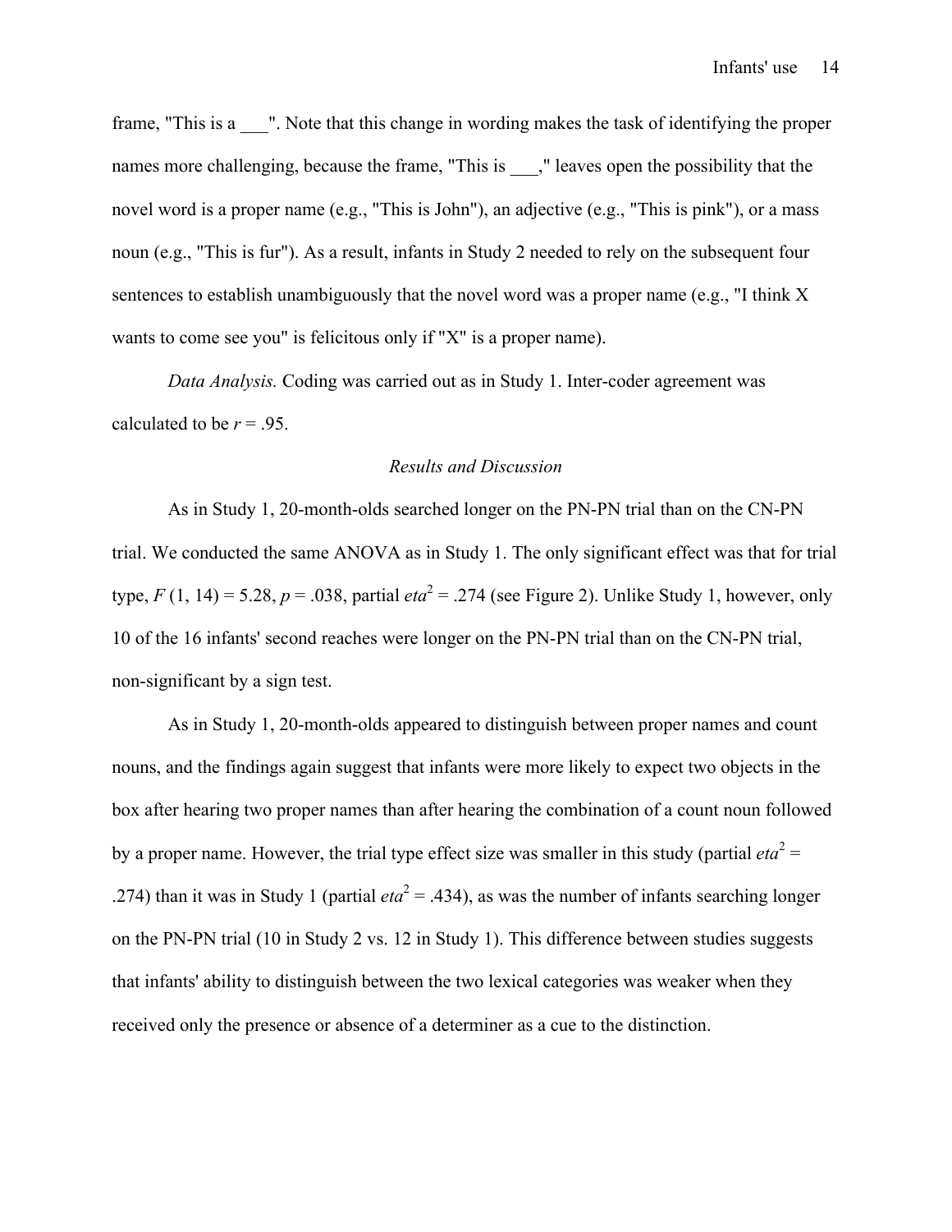frame, "This is a ___". Note that this change in wording makes the task of identifying the proper names more challenging, because the frame, "This is ___," leaves open the possibility that the novel word is a proper name (e.g., "This is John"), an adjective (e.g., "This is pink"), or a mass noun (e.g., "This is fur"). As a result, infants in Study 2 needed to rely on the subsequent four sentences to establish unambiguously that the novel word was a proper name (e.g., "I think X wants to come see you" is felicitous only if "X" is a proper name).

*Data Analysis.* Coding was carried out as in Study 1. Inter-coder agreement was calculated to be $r = .95$.

### *Results and Discussion*

As in Study 1, 20-month-olds searched longer on the PN-PN trial than on the CN-PN trial. We conducted the same ANOVA as in Study 1. The only significant effect was that for trial type, $F(1, 14) = 5.28$, $p = .038$, partial $eta^2 = .274$ (see Figure 2). Unlike Study 1, however, only 10 of the 16 infants' second reaches were longer on the PN-PN trial than on the CN-PN trial, non-significant by a sign test.

As in Study 1, 20-month-olds appeared to distinguish between proper names and count nouns, and the findings again suggest that infants were more likely to expect two objects in the box after hearing two proper names than after hearing the combination of a count noun followed by a proper name. However, the trial type effect size was smaller in this study (partial $eta^2 = .274$) than it was in Study 1 (partial $eta^2 = .434$), as was the number of infants searching longer on the PN-PN trial (10 in Study 2 vs. 12 in Study 1). This difference between studies suggests that infants' ability to distinguish between the two lexical categories was weaker when they received only the presence or absence of a determiner as a cue to the distinction.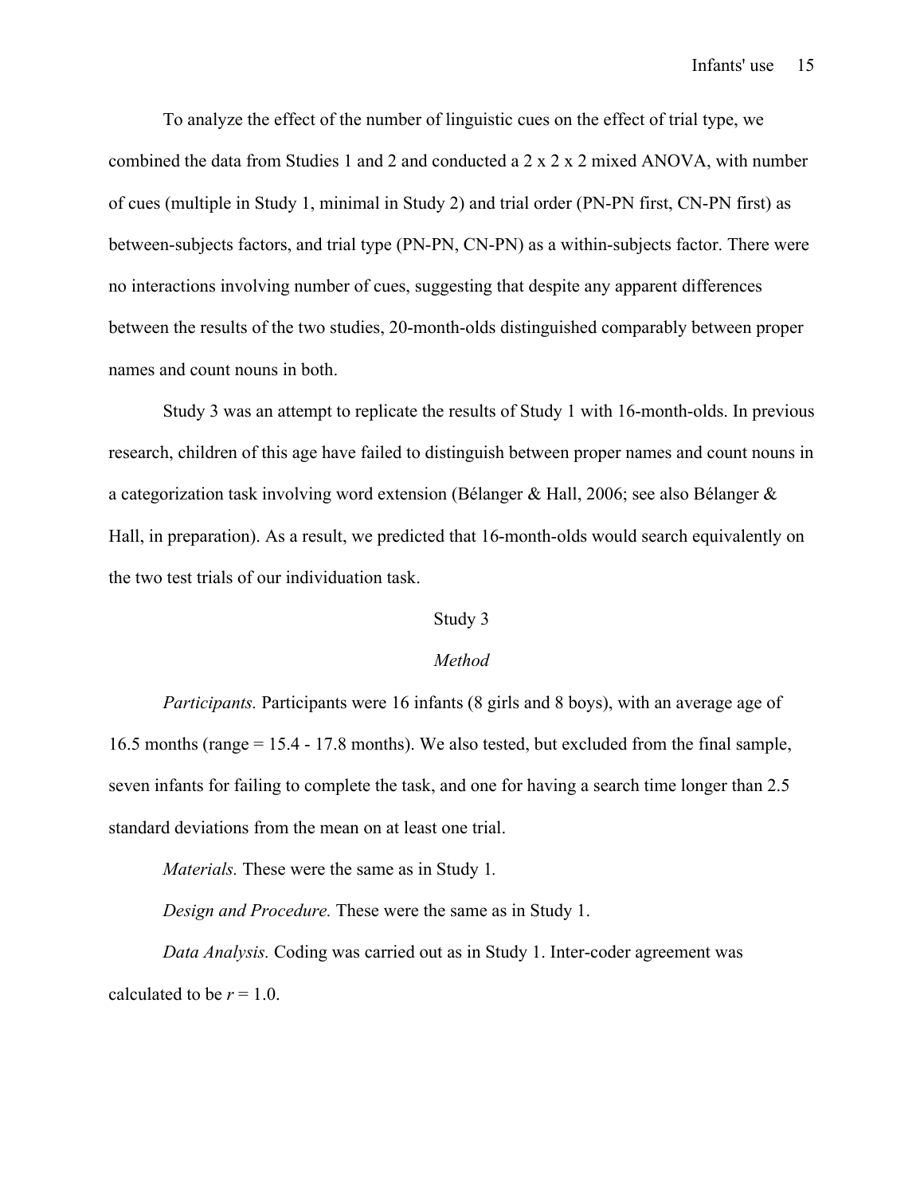To analyze the effect of the number of linguistic cues on the effect of trial type, we combined the data from Studies 1 and 2 and conducted a 2 x 2 x 2 mixed ANOVA, with number of cues (multiple in Study 1, minimal in Study 2) and trial order (PN-PN first, CN-PN first) as between-subjects factors, and trial type (PN-PN, CN-PN) as a within-subjects factor. There were no interactions involving number of cues, suggesting that despite any apparent differences between the results of the two studies, 20-month-olds distinguished comparably between proper names and count nouns in both.

Study 3 was an attempt to replicate the results of Study 1 with 16-month-olds. In previous research, children of this age have failed to distinguish between proper names and count nouns in a categorization task involving word extension (Bélanger & Hall, 2006; see also Bélanger & Hall, in preparation). As a result, we predicted that 16-month-olds would search equivalently on the two test trials of our individuation task.

## Study 3

### *Method*

*Participants.* Participants were 16 infants (8 girls and 8 boys), with an average age of 16.5 months (range = 15.4 - 17.8 months). We also tested, but excluded from the final sample, seven infants for failing to complete the task, and one for having a search time longer than 2.5 standard deviations from the mean on at least one trial.

*Materials.* These were the same as in Study 1.

*Design and Procedure.* These were the same as in Study 1.

*Data Analysis.* Coding was carried out as in Study 1. Inter-coder agreement was calculated to be $r = 1.0$.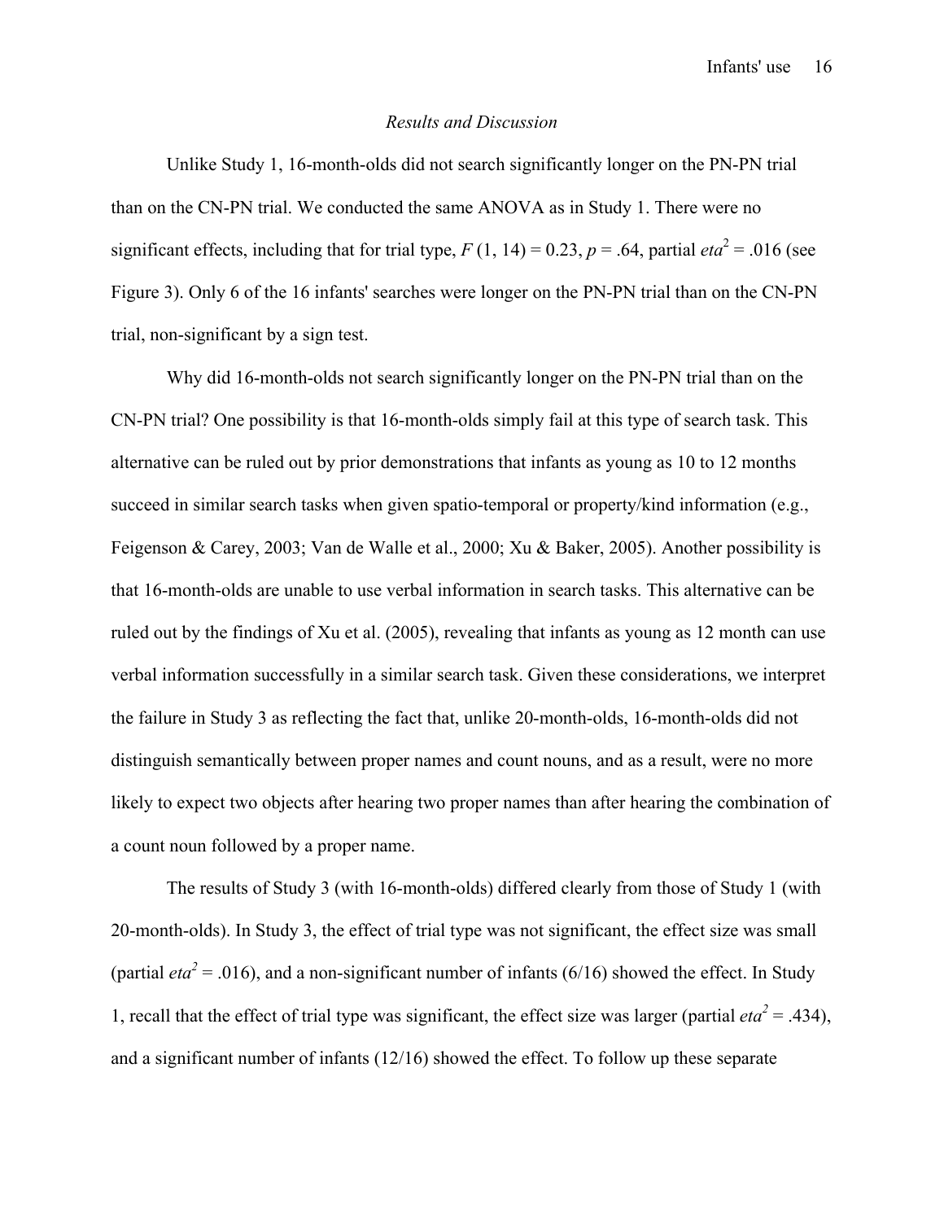### *Results and Discussion*

Unlike Study 1, 16-month-olds did not search significantly longer on the PN-PN trial than on the CN-PN trial. We conducted the same ANOVA as in Study 1. There were no significant effects, including that for trial type, $F(1, 14) = 0.23$, $p = .64$, partial $eta^2 = .016$ (see Figure 3). Only 6 of the 16 infants' searches were longer on the PN-PN trial than on the CN-PN trial, non-significant by a sign test.

Why did 16-month-olds not search significantly longer on the PN-PN trial than on the CN-PN trial? One possibility is that 16-month-olds simply fail at this type of search task. This alternative can be ruled out by prior demonstrations that infants as young as 10 to 12 months succeed in similar search tasks when given spatio-temporal or property/kind information (e.g., Feigenson & Carey, 2003; Van de Walle et al., 2000; Xu & Baker, 2005). Another possibility is that 16-month-olds are unable to use verbal information in search tasks. This alternative can be ruled out by the findings of Xu et al. (2005), revealing that infants as young as 12 month can use verbal information successfully in a similar search task. Given these considerations, we interpret the failure in Study 3 as reflecting the fact that, unlike 20-month-olds, 16-month-olds did not distinguish semantically between proper names and count nouns, and as a result, were no more likely to expect two objects after hearing two proper names than after hearing the combination of a count noun followed by a proper name.

The results of Study 3 (with 16-month-olds) differed clearly from those of Study 1 (with 20-month-olds). In Study 3, the effect of trial type was not significant, the effect size was small (partial $eta^2 = .016$), and a non-significant number of infants (6/16) showed the effect. In Study 1, recall that the effect of trial type was significant, the effect size was larger (partial $eta^2 = .434$), and a significant number of infants (12/16) showed the effect. To follow up these separate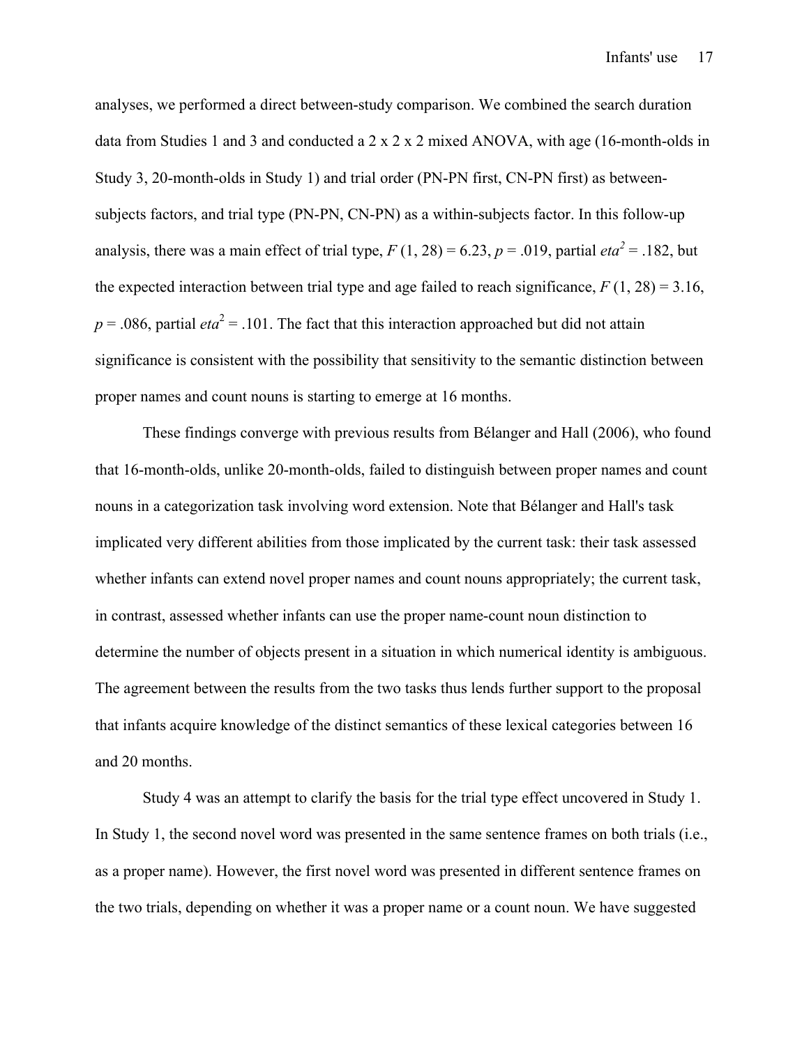analyses, we performed a direct between-study comparison. We combined the search duration data from Studies 1 and 3 and conducted a 2 x 2 x 2 mixed ANOVA, with age (16-month-olds in Study 3, 20-month-olds in Study 1) and trial order (PN-PN first, CN-PN first) as between-subjects factors, and trial type (PN-PN, CN-PN) as a within-subjects factor. In this follow-up analysis, there was a main effect of trial type, $F(1, 28) = 6.23$, $p = .019$, partial $eta^2 = .182$, but the expected interaction between trial type and age failed to reach significance, $F(1, 28) = 3.16$, $p = .086$, partial $eta^2 = .101$. The fact that this interaction approached but did not attain significance is consistent with the possibility that sensitivity to the semantic distinction between proper names and count nouns is starting to emerge at 16 months.

These findings converge with previous results from Bélanger and Hall (2006), who found that 16-month-olds, unlike 20-month-olds, failed to distinguish between proper names and count nouns in a categorization task involving word extension. Note that Bélanger and Hall's task implicated very different abilities from those implicated by the current task: their task assessed whether infants can extend novel proper names and count nouns appropriately; the current task, in contrast, assessed whether infants can use the proper name-count noun distinction to determine the number of objects present in a situation in which numerical identity is ambiguous. The agreement between the results from the two tasks thus lends further support to the proposal that infants acquire knowledge of the distinct semantics of these lexical categories between 16 and 20 months.

Study 4 was an attempt to clarify the basis for the trial type effect uncovered in Study 1. In Study 1, the second novel word was presented in the same sentence frames on both trials (i.e., as a proper name). However, the first novel word was presented in different sentence frames on the two trials, depending on whether it was a proper name or a count noun. We have suggested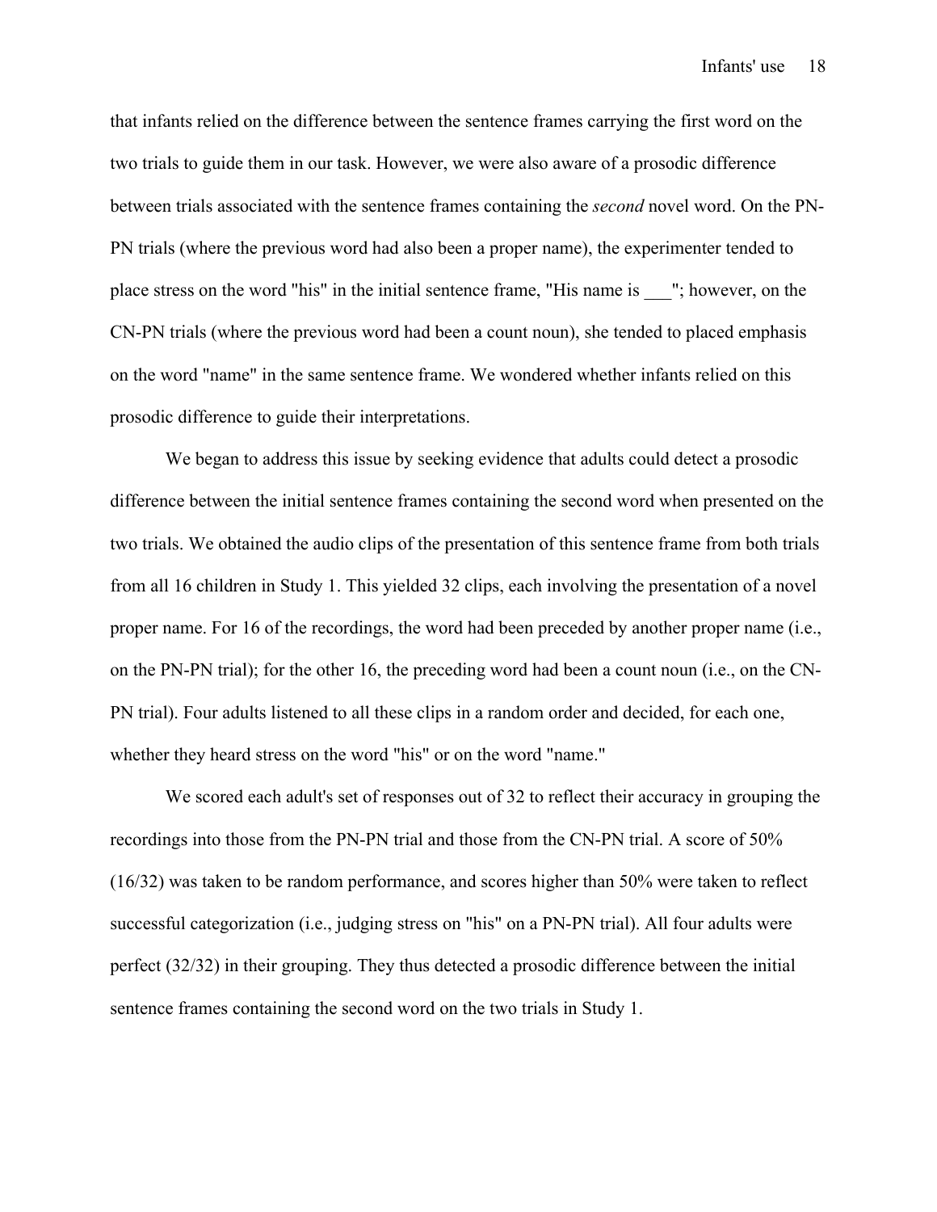that infants relied on the difference between the sentence frames carrying the first word on the two trials to guide them in our task. However, we were also aware of a prosodic difference between trials associated with the sentence frames containing the *second* novel word. On the PN-PN trials (where the previous word had also been a proper name), the experimenter tended to place stress on the word "his" in the initial sentence frame, "His name is ___"; however, on the CN-PN trials (where the previous word had been a count noun), she tended to placed emphasis on the word "name" in the same sentence frame. We wondered whether infants relied on this prosodic difference to guide their interpretations.

We began to address this issue by seeking evidence that adults could detect a prosodic difference between the initial sentence frames containing the second word when presented on the two trials. We obtained the audio clips of the presentation of this sentence frame from both trials from all 16 children in Study 1. This yielded 32 clips, each involving the presentation of a novel proper name. For 16 of the recordings, the word had been preceded by another proper name (i.e., on the PN-PN trial); for the other 16, the preceding word had been a count noun (i.e., on the CN-PN trial). Four adults listened to all these clips in a random order and decided, for each one, whether they heard stress on the word "his" or on the word "name."

We scored each adult's set of responses out of 32 to reflect their accuracy in grouping the recordings into those from the PN-PN trial and those from the CN-PN trial. A score of 50% (16/32) was taken to be random performance, and scores higher than 50% were taken to reflect successful categorization (i.e., judging stress on "his" on a PN-PN trial). All four adults were perfect (32/32) in their grouping. They thus detected a prosodic difference between the initial sentence frames containing the second word on the two trials in Study 1.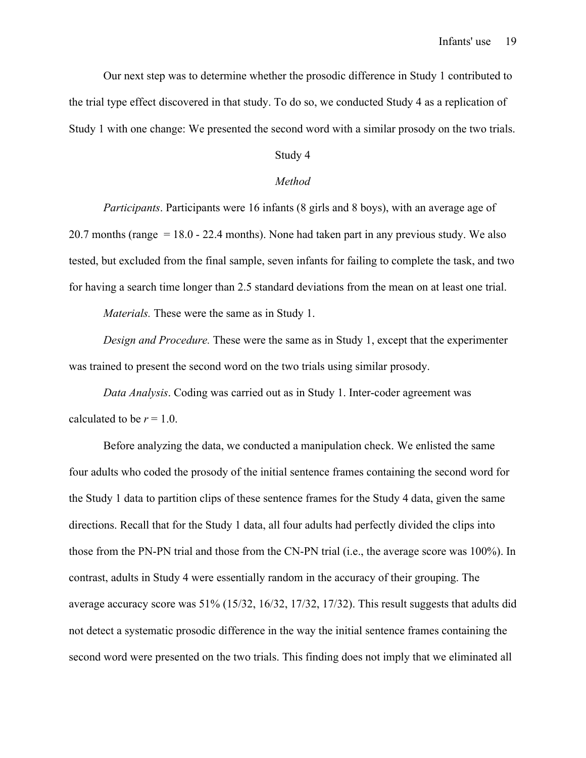Our next step was to determine whether the prosodic difference in Study 1 contributed to the trial type effect discovered in that study. To do so, we conducted Study 4 as a replication of Study 1 with one change: We presented the second word with a similar prosody on the two trials.

## Study 4

### *Method*

*Participants*. Participants were 16 infants (8 girls and 8 boys), with an average age of 20.7 months (range = 18.0 - 22.4 months). None had taken part in any previous study. We also tested, but excluded from the final sample, seven infants for failing to complete the task, and two for having a search time longer than 2.5 standard deviations from the mean on at least one trial.

*Materials.* These were the same as in Study 1.

*Design and Procedure.* These were the same as in Study 1, except that the experimenter was trained to present the second word on the two trials using similar prosody.

*Data Analysis*. Coding was carried out as in Study 1. Inter-coder agreement was calculated to be $r = 1.0$.

Before analyzing the data, we conducted a manipulation check. We enlisted the same four adults who coded the prosody of the initial sentence frames containing the second word for the Study 1 data to partition clips of these sentence frames for the Study 4 data, given the same directions. Recall that for the Study 1 data, all four adults had perfectly divided the clips into those from the PN-PN trial and those from the CN-PN trial (i.e., the average score was 100%). In contrast, adults in Study 4 were essentially random in the accuracy of their grouping. The average accuracy score was 51% (15/32, 16/32, 17/32, 17/32). This result suggests that adults did not detect a systematic prosodic difference in the way the initial sentence frames containing the second word were presented on the two trials. This finding does not imply that we eliminated all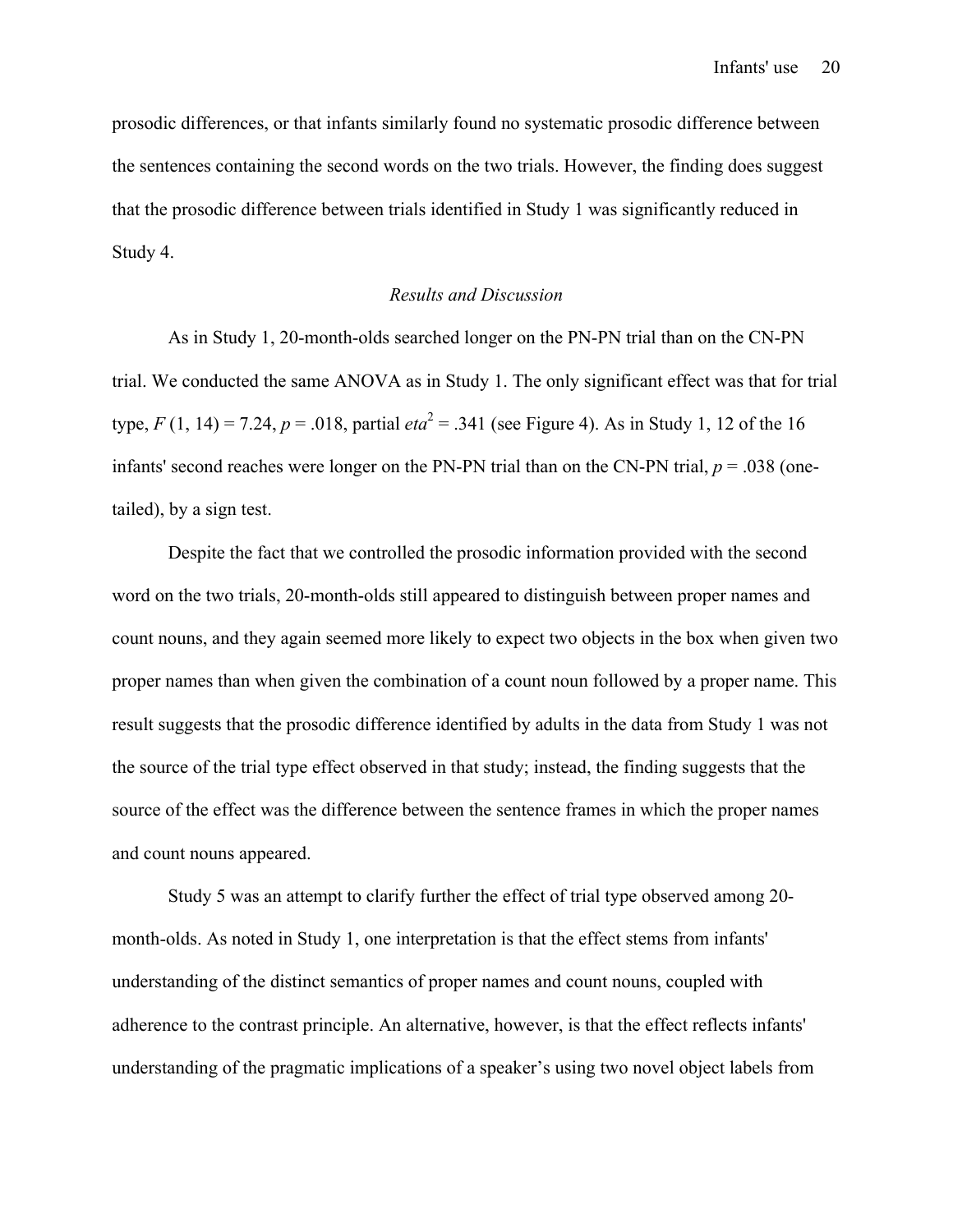prosodic differences, or that infants similarly found no systematic prosodic difference between the sentences containing the second words on the two trials. However, the finding does suggest that the prosodic difference between trials identified in Study 1 was significantly reduced in Study 4.

### *Results and Discussion*

As in Study 1, 20-month-olds searched longer on the PN-PN trial than on the CN-PN trial. We conducted the same ANOVA as in Study 1. The only significant effect was that for trial type, $F(1, 14) = 7.24$, $p = .018$, partial $eta^2 = .341$ (see Figure 4). As in Study 1, 12 of the 16 infants' second reaches were longer on the PN-PN trial than on the CN-PN trial, $p = .038$ (one-tailed), by a sign test.

Despite the fact that we controlled the prosodic information provided with the second word on the two trials, 20-month-olds still appeared to distinguish between proper names and count nouns, and they again seemed more likely to expect two objects in the box when given two proper names than when given the combination of a count noun followed by a proper name. This result suggests that the prosodic difference identified by adults in the data from Study 1 was not the source of the trial type effect observed in that study; instead, the finding suggests that the source of the effect was the difference between the sentence frames in which the proper names and count nouns appeared.

Study 5 was an attempt to clarify further the effect of trial type observed among 20-month-olds. As noted in Study 1, one interpretation is that the effect stems from infants' understanding of the distinct semantics of proper names and count nouns, coupled with adherence to the contrast principle. An alternative, however, is that the effect reflects infants' understanding of the pragmatic implications of a speaker's using two novel object labels from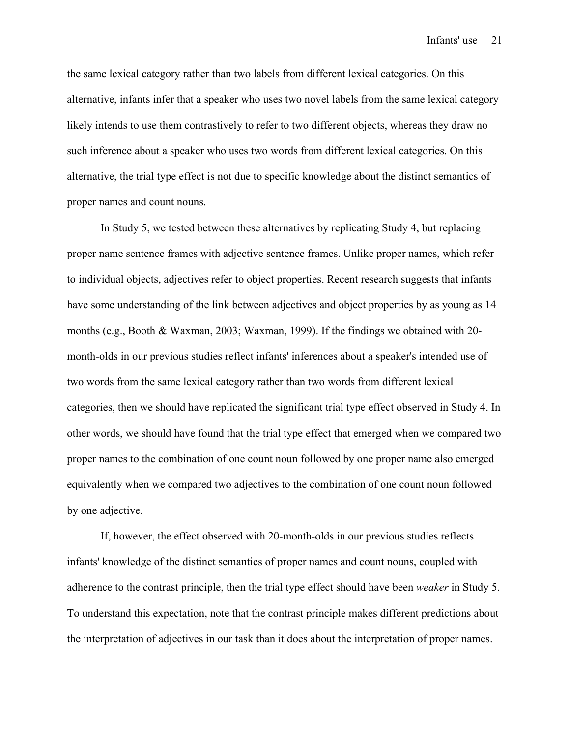the same lexical category rather than two labels from different lexical categories. On this alternative, infants infer that a speaker who uses two novel labels from the same lexical category likely intends to use them contrastively to refer to two different objects, whereas they draw no such inference about a speaker who uses two words from different lexical categories. On this alternative, the trial type effect is not due to specific knowledge about the distinct semantics of proper names and count nouns.

In Study 5, we tested between these alternatives by replicating Study 4, but replacing proper name sentence frames with adjective sentence frames. Unlike proper names, which refer to individual objects, adjectives refer to object properties. Recent research suggests that infants have some understanding of the link between adjectives and object properties by as young as 14 months (e.g., Booth & Waxman, 2003; Waxman, 1999). If the findings we obtained with 20-month-olds in our previous studies reflect infants' inferences about a speaker's intended use of two words from the same lexical category rather than two words from different lexical categories, then we should have replicated the significant trial type effect observed in Study 4. In other words, we should have found that the trial type effect that emerged when we compared two proper names to the combination of one count noun followed by one proper name also emerged equivalently when we compared two adjectives to the combination of one count noun followed by one adjective.

If, however, the effect observed with 20-month-olds in our previous studies reflects infants' knowledge of the distinct semantics of proper names and count nouns, coupled with adherence to the contrast principle, then the trial type effect should have been *weaker* in Study 5. To understand this expectation, note that the contrast principle makes different predictions about the interpretation of adjectives in our task than it does about the interpretation of proper names.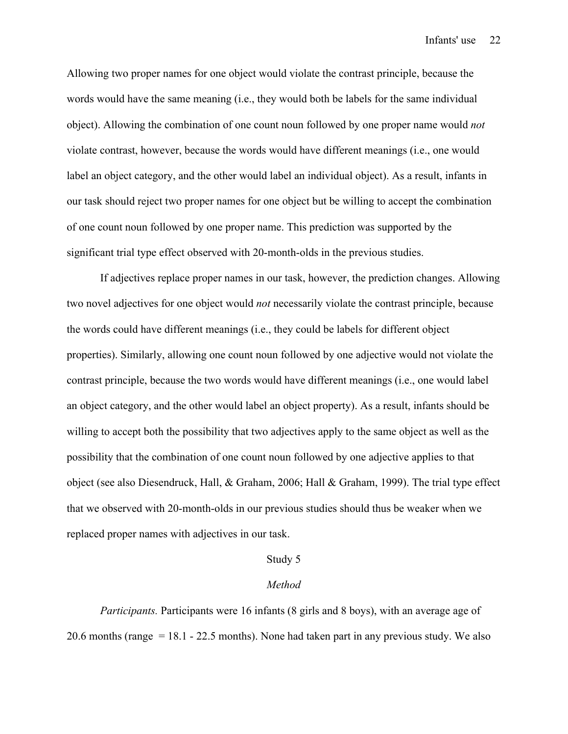Allowing two proper names for one object would violate the contrast principle, because the words would have the same meaning (i.e., they would both be labels for the same individual object). Allowing the combination of one count noun followed by one proper name would *not* violate contrast, however, because the words would have different meanings (i.e., one would label an object category, and the other would label an individual object). As a result, infants in our task should reject two proper names for one object but be willing to accept the combination of one count noun followed by one proper name. This prediction was supported by the significant trial type effect observed with 20-month-olds in the previous studies.

If adjectives replace proper names in our task, however, the prediction changes. Allowing two novel adjectives for one object would *not* necessarily violate the contrast principle, because the words could have different meanings (i.e., they could be labels for different object properties). Similarly, allowing one count noun followed by one adjective would not violate the contrast principle, because the two words would have different meanings (i.e., one would label an object category, and the other would label an object property). As a result, infants should be willing to accept both the possibility that two adjectives apply to the same object as well as the possibility that the combination of one count noun followed by one adjective applies to that object (see also Diesendruck, Hall, & Graham, 2006; Hall & Graham, 1999). The trial type effect that we observed with 20-month-olds in our previous studies should thus be weaker when we replaced proper names with adjectives in our task.

## Study 5

### *Method*

*Participants.* Participants were 16 infants (8 girls and 8 boys), with an average age of 20.6 months (range = 18.1 - 22.5 months). None had taken part in any previous study. We also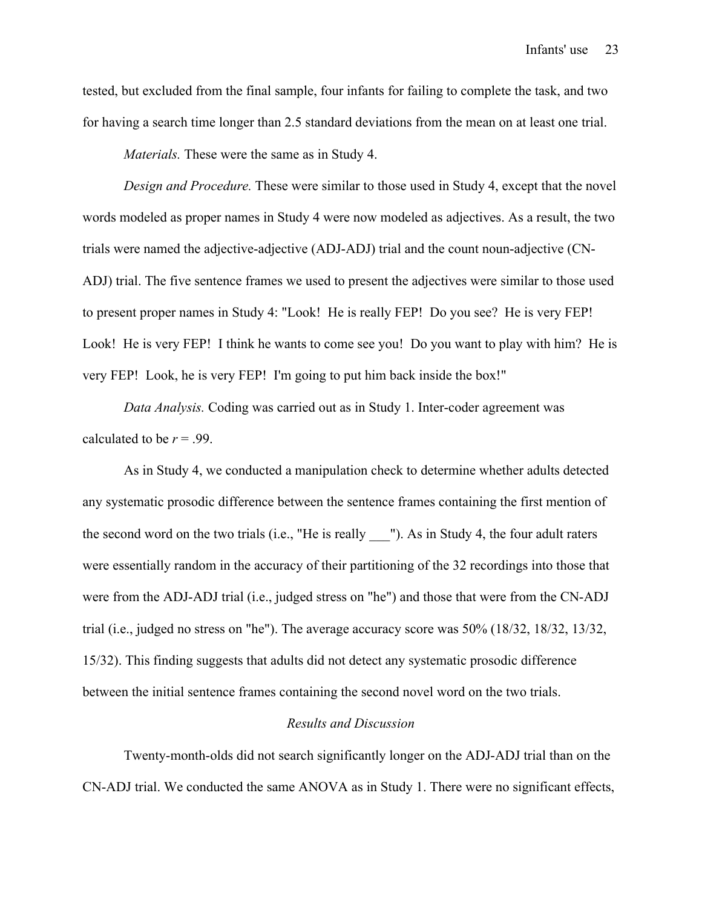tested, but excluded from the final sample, four infants for failing to complete the task, and two for having a search time longer than 2.5 standard deviations from the mean on at least one trial.

*Materials.* These were the same as in Study 4.

*Design and Procedure.* These were similar to those used in Study 4, except that the novel words modeled as proper names in Study 4 were now modeled as adjectives. As a result, the two trials were named the adjective-adjective (ADJ-ADJ) trial and the count noun-adjective (CN-ADJ) trial. The five sentence frames we used to present the adjectives were similar to those used to present proper names in Study 4: "Look! He is really FEP! Do you see? He is very FEP! Look! He is very FEP! I think he wants to come see you! Do you want to play with him? He is very FEP! Look, he is very FEP! I'm going to put him back inside the box!"

*Data Analysis.* Coding was carried out as in Study 1. Inter-coder agreement was calculated to be $r = .99$.

As in Study 4, we conducted a manipulation check to determine whether adults detected any systematic prosodic difference between the sentence frames containing the first mention of the second word on the two trials (i.e., "He is really ___"). As in Study 4, the four adult raters were essentially random in the accuracy of their partitioning of the 32 recordings into those that were from the ADJ-ADJ trial (i.e., judged stress on "he") and those that were from the CN-ADJ trial (i.e., judged no stress on "he"). The average accuracy score was 50% (18/32, 18/32, 13/32, 15/32). This finding suggests that adults did not detect any systematic prosodic difference between the initial sentence frames containing the second novel word on the two trials.

### *Results and Discussion*

Twenty-month-olds did not search significantly longer on the ADJ-ADJ trial than on the CN-ADJ trial. We conducted the same ANOVA as in Study 1. There were no significant effects,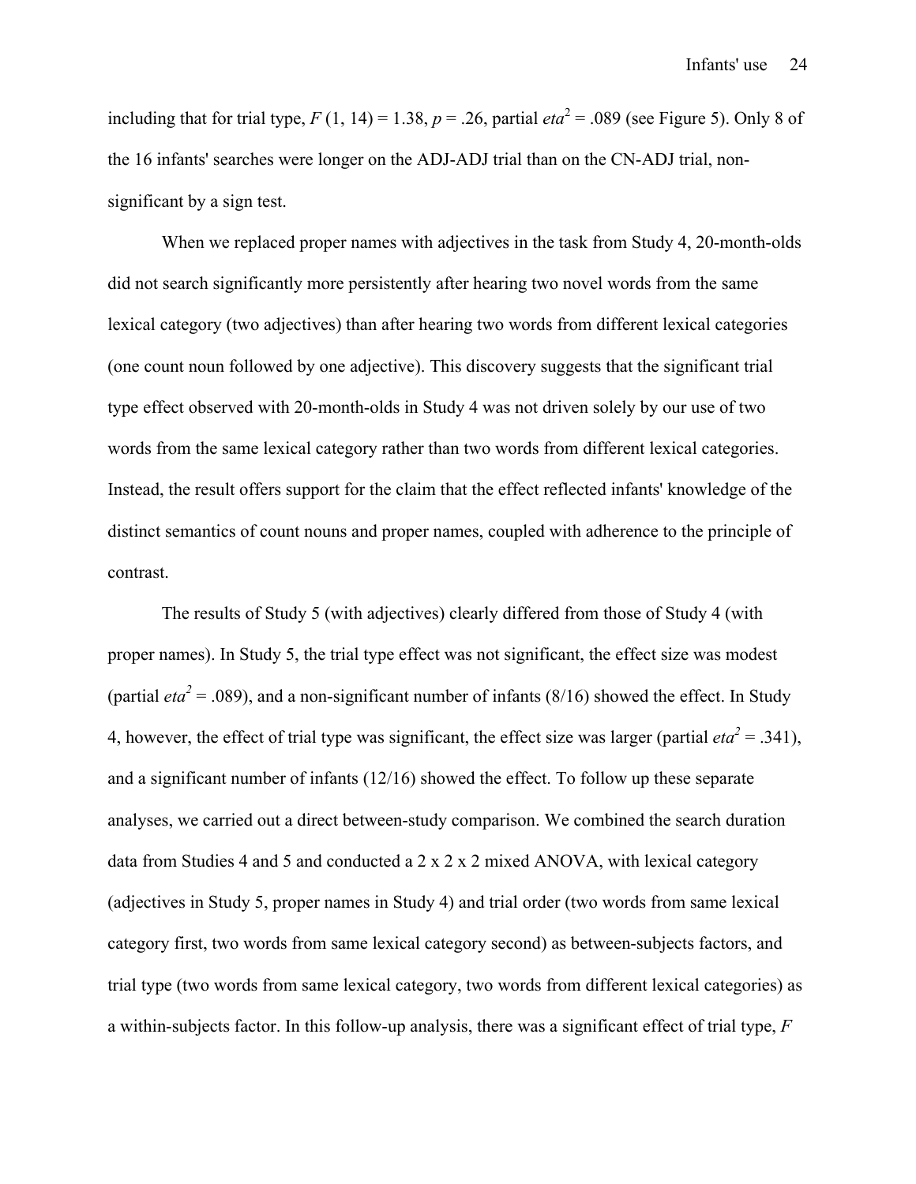including that for trial type, $F(1, 14) = 1.38$, $p = .26$, partial $eta^2 = .089$ (see Figure 5). Only 8 of the 16 infants' searches were longer on the ADJ-ADJ trial than on the CN-ADJ trial, non-significant by a sign test.

When we replaced proper names with adjectives in the task from Study 4, 20-month-olds did not search significantly more persistently after hearing two novel words from the same lexical category (two adjectives) than after hearing two words from different lexical categories (one count noun followed by one adjective). This discovery suggests that the significant trial type effect observed with 20-month-olds in Study 4 was not driven solely by our use of two words from the same lexical category rather than two words from different lexical categories. Instead, the result offers support for the claim that the effect reflected infants' knowledge of the distinct semantics of count nouns and proper names, coupled with adherence to the principle of contrast.

The results of Study 5 (with adjectives) clearly differed from those of Study 4 (with proper names). In Study 5, the trial type effect was not significant, the effect size was modest (partial $eta^2 = .089$), and a non-significant number of infants (8/16) showed the effect. In Study 4, however, the effect of trial type was significant, the effect size was larger (partial $eta^2 = .341$), and a significant number of infants (12/16) showed the effect. To follow up these separate analyses, we carried out a direct between-study comparison. We combined the search duration data from Studies 4 and 5 and conducted a 2 x 2 x 2 mixed ANOVA, with lexical category (adjectives in Study 5, proper names in Study 4) and trial order (two words from same lexical category first, two words from same lexical category second) as between-subjects factors, and trial type (two words from same lexical category, two words from different lexical categories) as a within-subjects factor. In this follow-up analysis, there was a significant effect of trial type, $F$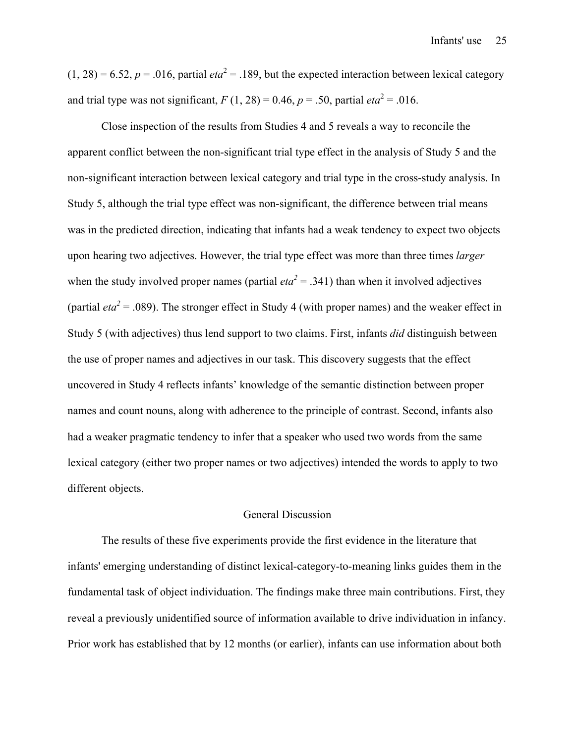(1, 28) = 6.52, $p$ = .016, partial $eta^2$ = .189, but the expected interaction between lexical category and trial type was not significant, $F$ (1, 28) = 0.46, $p$ = .50, partial $eta^2$ = .016.

Close inspection of the results from Studies 4 and 5 reveals a way to reconcile the apparent conflict between the non-significant trial type effect in the analysis of Study 5 and the non-significant interaction between lexical category and trial type in the cross-study analysis. In Study 5, although the trial type effect was non-significant, the difference between trial means was in the predicted direction, indicating that infants had a weak tendency to expect two objects upon hearing two adjectives. However, the trial type effect was more than three times *larger* when the study involved proper names (partial $eta^2$ = .341) than when it involved adjectives (partial $eta^2$ = .089). The stronger effect in Study 4 (with proper names) and the weaker effect in Study 5 (with adjectives) thus lend support to two claims. First, infants *did* distinguish between the use of proper names and adjectives in our task. This discovery suggests that the effect uncovered in Study 4 reflects infants' knowledge of the semantic distinction between proper names and count nouns, along with adherence to the principle of contrast. Second, infants also had a weaker pragmatic tendency to infer that a speaker who used two words from the same lexical category (either two proper names or two adjectives) intended the words to apply to two different objects.

## General Discussion

The results of these five experiments provide the first evidence in the literature that infants' emerging understanding of distinct lexical-category-to-meaning links guides them in the fundamental task of object individuation. The findings make three main contributions. First, they reveal a previously unidentified source of information available to drive individuation in infancy. Prior work has established that by 12 months (or earlier), infants can use information about both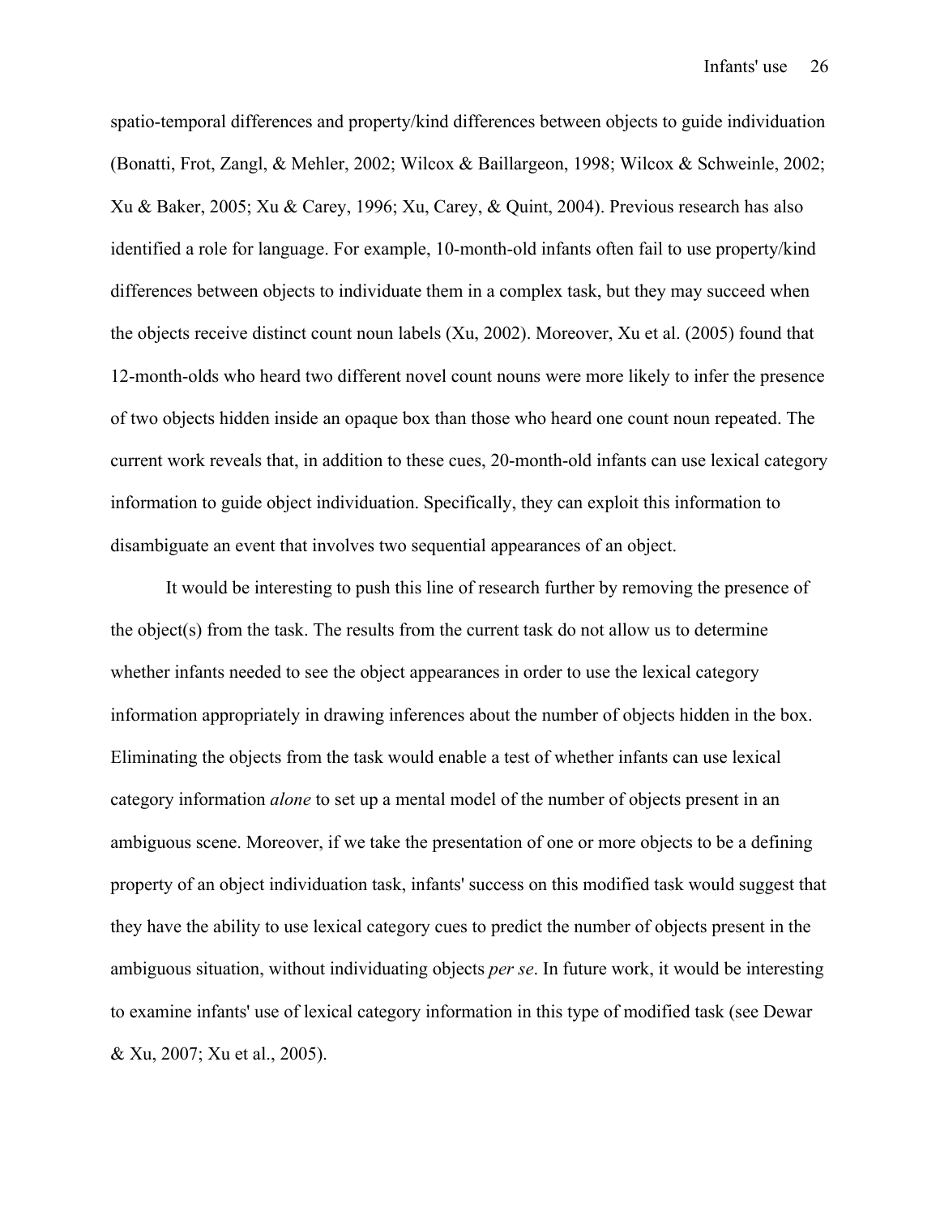spatio-temporal differences and property/kind differences between objects to guide individuation (Bonatti, Frot, Zangl, & Mehler, 2002; Wilcox & Baillargeon, 1998; Wilcox & Schweinle, 2002; Xu & Baker, 2005; Xu & Carey, 1996; Xu, Carey, & Quint, 2004). Previous research has also identified a role for language. For example, 10-month-old infants often fail to use property/kind differences between objects to individuate them in a complex task, but they may succeed when the objects receive distinct count noun labels (Xu, 2002). Moreover, Xu et al. (2005) found that 12-month-olds who heard two different novel count nouns were more likely to infer the presence of two objects hidden inside an opaque box than those who heard one count noun repeated. The current work reveals that, in addition to these cues, 20-month-old infants can use lexical category information to guide object individuation. Specifically, they can exploit this information to disambiguate an event that involves two sequential appearances of an object.

It would be interesting to push this line of research further by removing the presence of the object(s) from the task. The results from the current task do not allow us to determine whether infants needed to see the object appearances in order to use the lexical category information appropriately in drawing inferences about the number of objects hidden in the box. Eliminating the objects from the task would enable a test of whether infants can use lexical category information *alone* to set up a mental model of the number of objects present in an ambiguous scene. Moreover, if we take the presentation of one or more objects to be a defining property of an object individuation task, infants' success on this modified task would suggest that they have the ability to use lexical category cues to predict the number of objects present in the ambiguous situation, without individuating objects *per se*. In future work, it would be interesting to examine infants' use of lexical category information in this type of modified task (see Dewar & Xu, 2007; Xu et al., 2005).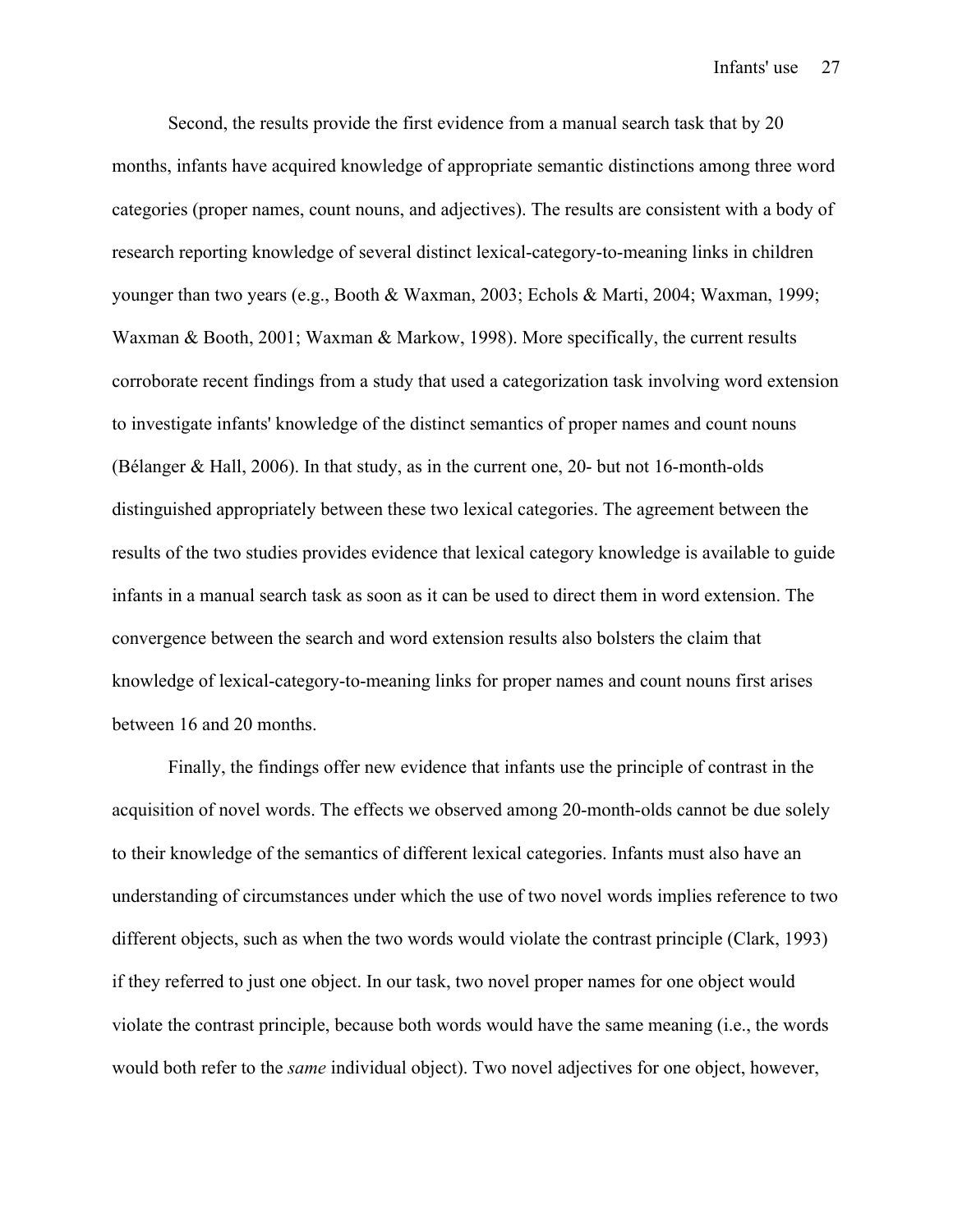Second, the results provide the first evidence from a manual search task that by 20 months, infants have acquired knowledge of appropriate semantic distinctions among three word categories (proper names, count nouns, and adjectives). The results are consistent with a body of research reporting knowledge of several distinct lexical-category-to-meaning links in children younger than two years (e.g., Booth & Waxman, 2003; Echols & Marti, 2004; Waxman, 1999; Waxman & Booth, 2001; Waxman & Markow, 1998). More specifically, the current results corroborate recent findings from a study that used a categorization task involving word extension to investigate infants' knowledge of the distinct semantics of proper names and count nouns (Bélanger & Hall, 2006). In that study, as in the current one, 20- but not 16-month-olds distinguished appropriately between these two lexical categories. The agreement between the results of the two studies provides evidence that lexical category knowledge is available to guide infants in a manual search task as soon as it can be used to direct them in word extension. The convergence between the search and word extension results also bolsters the claim that knowledge of lexical-category-to-meaning links for proper names and count nouns first arises between 16 and 20 months.

Finally, the findings offer new evidence that infants use the principle of contrast in the acquisition of novel words. The effects we observed among 20-month-olds cannot be due solely to their knowledge of the semantics of different lexical categories. Infants must also have an understanding of circumstances under which the use of two novel words implies reference to two different objects, such as when the two words would violate the contrast principle (Clark, 1993) if they referred to just one object. In our task, two novel proper names for one object would violate the contrast principle, because both words would have the same meaning (i.e., the words would both refer to the *same* individual object). Two novel adjectives for one object, however,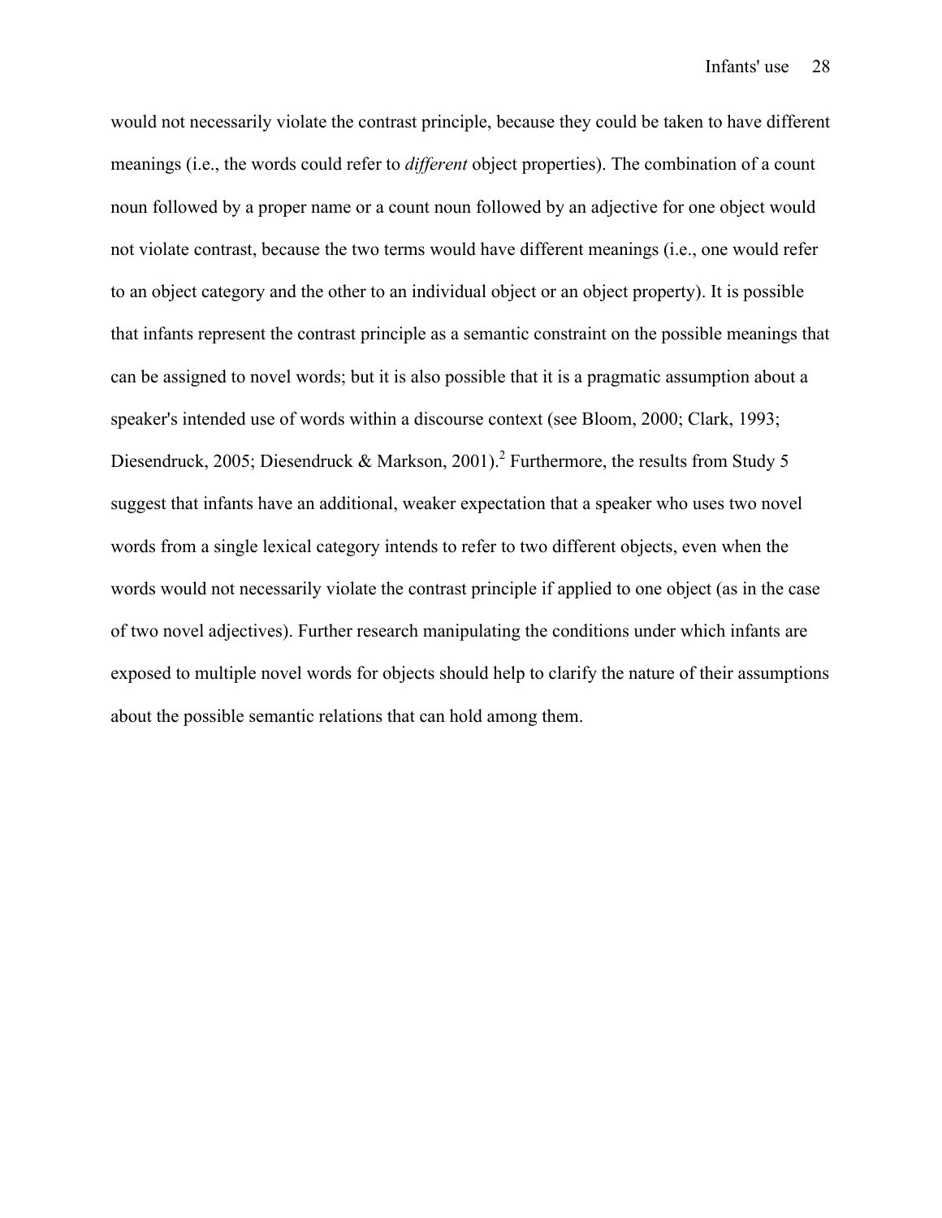would not necessarily violate the contrast principle, because they could be taken to have different meanings (i.e., the words could refer to *different* object properties). The combination of a count noun followed by a proper name or a count noun followed by an adjective for one object would not violate contrast, because the two terms would have different meanings (i.e., one would refer to an object category and the other to an individual object or an object property). It is possible that infants represent the contrast principle as a semantic constraint on the possible meanings that can be assigned to novel words; but it is also possible that it is a pragmatic assumption about a speaker's intended use of words within a discourse context (see Bloom, 2000; Clark, 1993; Diesendruck, 2005; Diesendruck & Markson, 2001).[2] Furthermore, the results from Study 5 suggest that infants have an additional, weaker expectation that a speaker who uses two novel words from a single lexical category intends to refer to two different objects, even when the words would not necessarily violate the contrast principle if applied to one object (as in the case of two novel adjectives). Further research manipulating the conditions under which infants are exposed to multiple novel words for objects should help to clarify the nature of their assumptions about the possible semantic relations that can hold among them.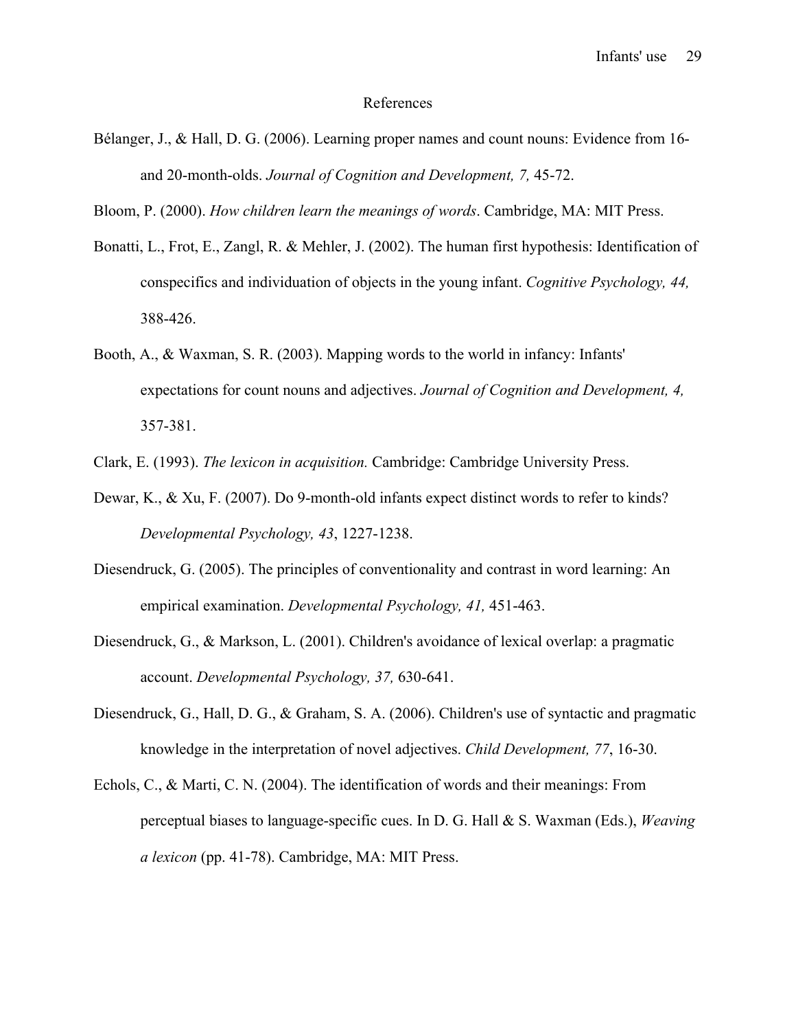## References

Bélanger, J., & Hall, D. G. (2006). Learning proper names and count nouns: Evidence from 16- and 20-month-olds. *Journal of Cognition and Development, 7,* 45-72.

Bloom, P. (2000). *How children learn the meanings of words*. Cambridge, MA: MIT Press.

Bonatti, L., Frot, E., Zangl, R. & Mehler, J. (2002). The human first hypothesis: Identification of conspecifics and individuation of objects in the young infant. *Cognitive Psychology, 44,* 388-426.

Booth, A., & Waxman, S. R. (2003). Mapping words to the world in infancy: Infants' expectations for count nouns and adjectives. *Journal of Cognition and Development, 4,* 357-381.

Clark, E. (1993). *The lexicon in acquisition.* Cambridge: Cambridge University Press.

Dewar, K., & Xu, F. (2007). Do 9-month-old infants expect distinct words to refer to kinds? *Developmental Psychology, 43*, 1227-1238.

Diesendruck, G. (2005). The principles of conventionality and contrast in word learning: An empirical examination. *Developmental Psychology, 41,* 451-463.

Diesendruck, G., & Markson, L. (2001). Children's avoidance of lexical overlap: a pragmatic account. *Developmental Psychology, 37,* 630-641.

Diesendruck, G., Hall, D. G., & Graham, S. A. (2006). Children's use of syntactic and pragmatic knowledge in the interpretation of novel adjectives. *Child Development, 77*, 16-30.

Echols, C., & Marti, C. N. (2004). The identification of words and their meanings: From perceptual biases to language-specific cues. In D. G. Hall & S. Waxman (Eds.), *Weaving a lexicon* (pp. 41-78). Cambridge, MA: MIT Press.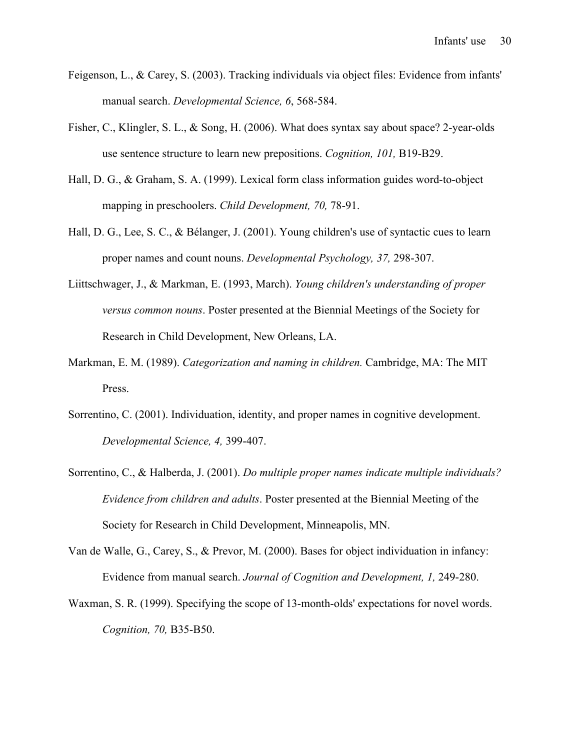Feigenson, L., & Carey, S. (2003). Tracking individuals via object files: Evidence from infants' manual search. *Developmental Science, 6*, 568-584.

Fisher, C., Klingler, S. L., & Song, H. (2006). What does syntax say about space? 2-year-olds use sentence structure to learn new prepositions. *Cognition, 101,* B19-B29.

Hall, D. G., & Graham, S. A. (1999). Lexical form class information guides word-to-object mapping in preschoolers. *Child Development, 70,* 78-91.

Hall, D. G., Lee, S. C., & Bélanger, J. (2001). Young children's use of syntactic cues to learn proper names and count nouns. *Developmental Psychology, 37,* 298-307.

Liittschwager, J., & Markman, E. (1993, March). *Young children's understanding of proper versus common nouns*. Poster presented at the Biennial Meetings of the Society for Research in Child Development, New Orleans, LA.

Markman, E. M. (1989). *Categorization and naming in children.* Cambridge, MA: The MIT Press.

Sorrentino, C. (2001). Individuation, identity, and proper names in cognitive development. *Developmental Science, 4,* 399-407.

Sorrentino, C., & Halberda, J. (2001). *Do multiple proper names indicate multiple individuals? Evidence from children and adults*. Poster presented at the Biennial Meeting of the Society for Research in Child Development, Minneapolis, MN.

Van de Walle, G., Carey, S., & Prevor, M. (2000). Bases for object individuation in infancy: Evidence from manual search. *Journal of Cognition and Development, 1,* 249-280.

Waxman, S. R. (1999). Specifying the scope of 13-month-olds' expectations for novel words. *Cognition, 70,* B35-B50.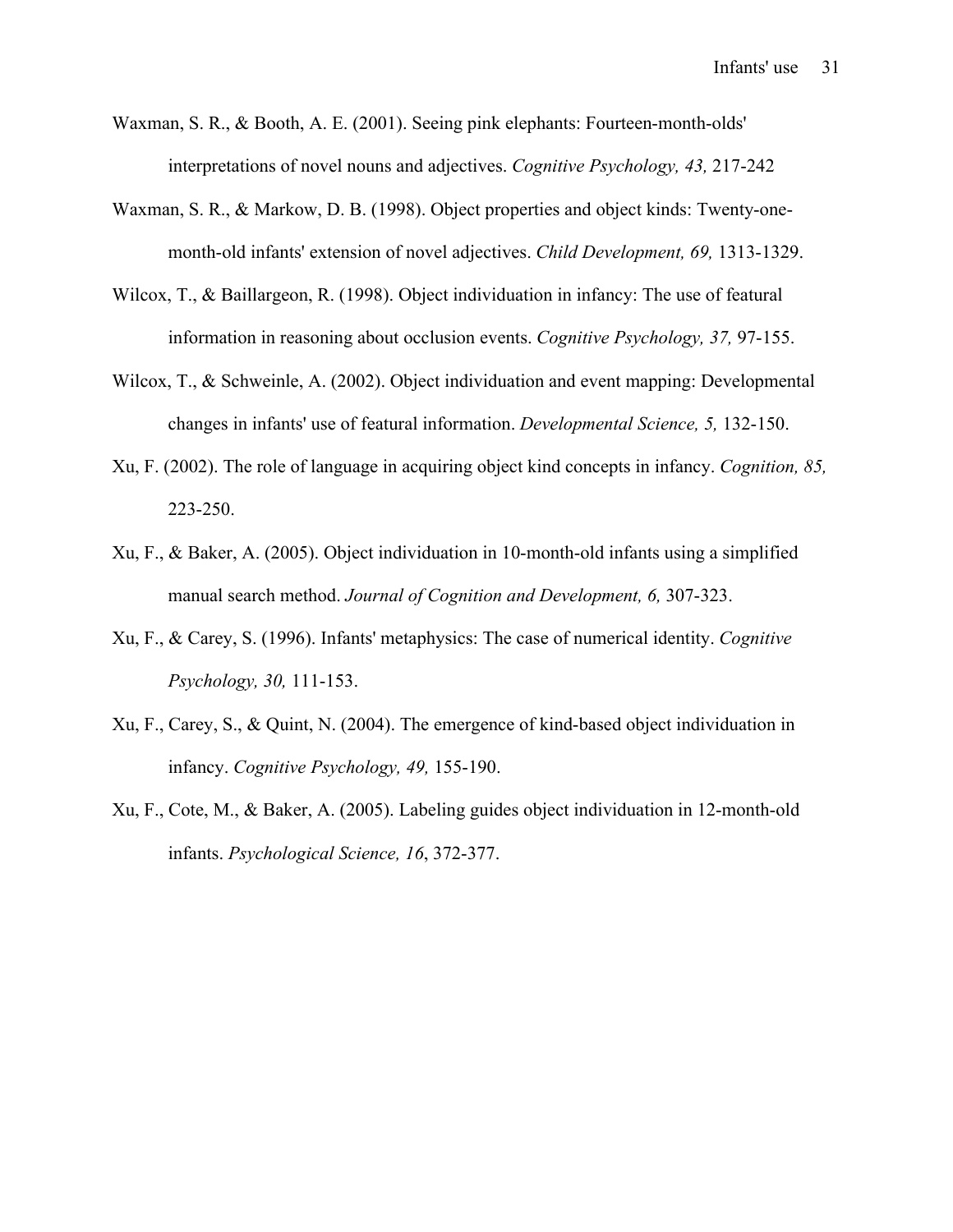Waxman, S. R., & Booth, A. E. (2001). Seeing pink elephants: Fourteen-month-olds' interpretations of novel nouns and adjectives. *Cognitive Psychology, 43,* 217-242

Waxman, S. R., & Markow, D. B. (1998). Object properties and object kinds: Twenty-one-month-old infants' extension of novel adjectives. *Child Development, 69,* 1313-1329.

Wilcox, T., & Baillargeon, R. (1998). Object individuation in infancy: The use of featural information in reasoning about occlusion events. *Cognitive Psychology, 37,* 97-155.

Wilcox, T., & Schweinle, A. (2002). Object individuation and event mapping: Developmental changes in infants' use of featural information. *Developmental Science, 5,* 132-150.

Xu, F. (2002). The role of language in acquiring object kind concepts in infancy. *Cognition, 85,* 223-250.

Xu, F., & Baker, A. (2005). Object individuation in 10-month-old infants using a simplified manual search method. *Journal of Cognition and Development, 6,* 307-323.

Xu, F., & Carey, S. (1996). Infants' metaphysics: The case of numerical identity. *Cognitive Psychology, 30,* 111-153.

Xu, F., Carey, S., & Quint, N. (2004). The emergence of kind-based object individuation in infancy. *Cognitive Psychology, 49,* 155-190.

Xu, F., Cote, M., & Baker, A. (2005). Labeling guides object individuation in 12-month-old infants. *Psychological Science, 16*, 372-377.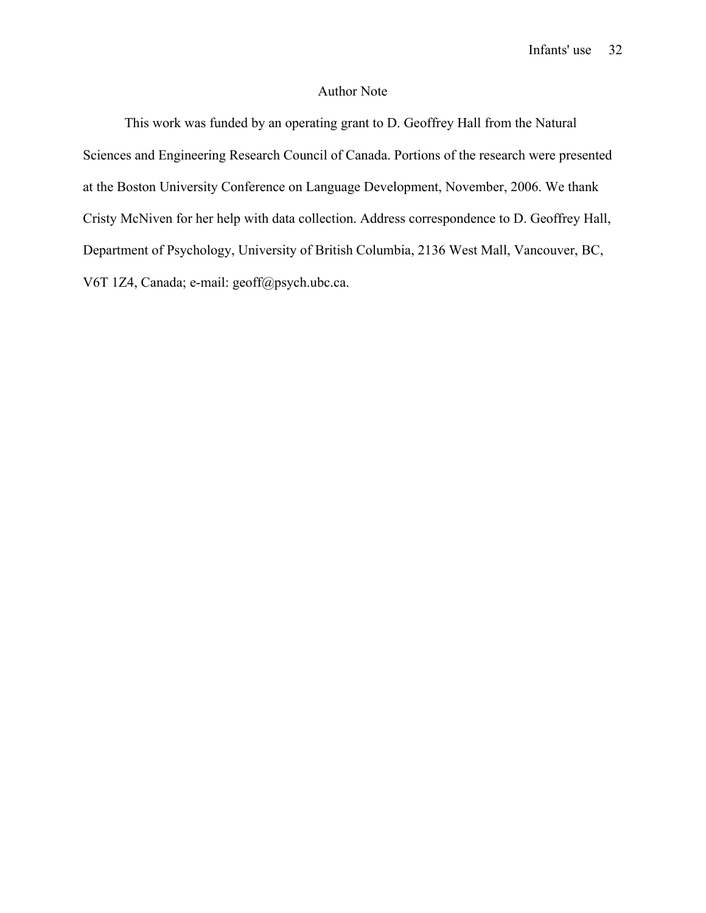## Author Note

This work was funded by an operating grant to D. Geoffrey Hall from the Natural Sciences and Engineering Research Council of Canada. Portions of the research were presented at the Boston University Conference on Language Development, November, 2006. We thank Cristy McNiven for her help with data collection. Address correspondence to D. Geoffrey Hall, Department of Psychology, University of British Columbia, 2136 West Mall, Vancouver, BC, V6T 1Z4, Canada; e-mail: geoff@psych.ubc.ca.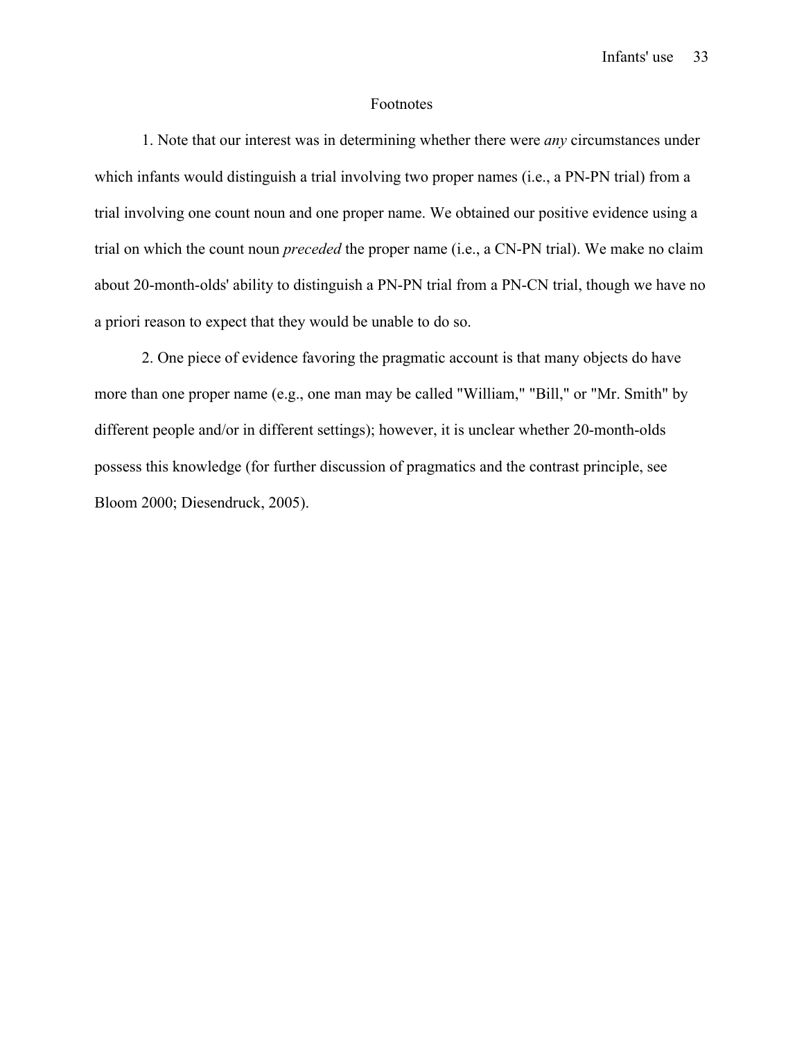# Footnotes

1. Note that our interest was in determining whether there were *any* circumstances under which infants would distinguish a trial involving two proper names (i.e., a PN-PN trial) from a trial involving one count noun and one proper name. We obtained our positive evidence using a trial on which the count noun *preceded* the proper name (i.e., a CN-PN trial). We make no claim about 20-month-olds' ability to distinguish a PN-PN trial from a PN-CN trial, though we have no a priori reason to expect that they would be unable to do so.

2. One piece of evidence favoring the pragmatic account is that many objects do have more than one proper name (e.g., one man may be called "William," "Bill," or "Mr. Smith" by different people and/or in different settings); however, it is unclear whether 20-month-olds possess this knowledge (for further discussion of pragmatics and the contrast principle, see Bloom 2000; Diesendruck, 2005).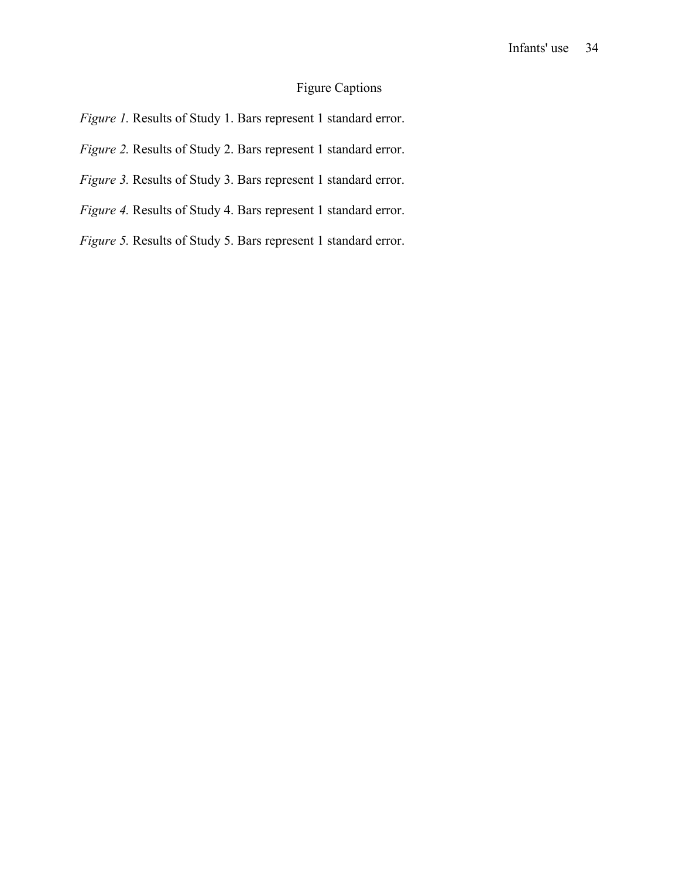## Figure Captions

*Figure 1.* Results of Study 1. Bars represent 1 standard error.

*Figure 2.* Results of Study 2. Bars represent 1 standard error.

*Figure 3.* Results of Study 3. Bars represent 1 standard error.

*Figure 4.* Results of Study 4. Bars represent 1 standard error.

*Figure 5.* Results of Study 5. Bars represent 1 standard error.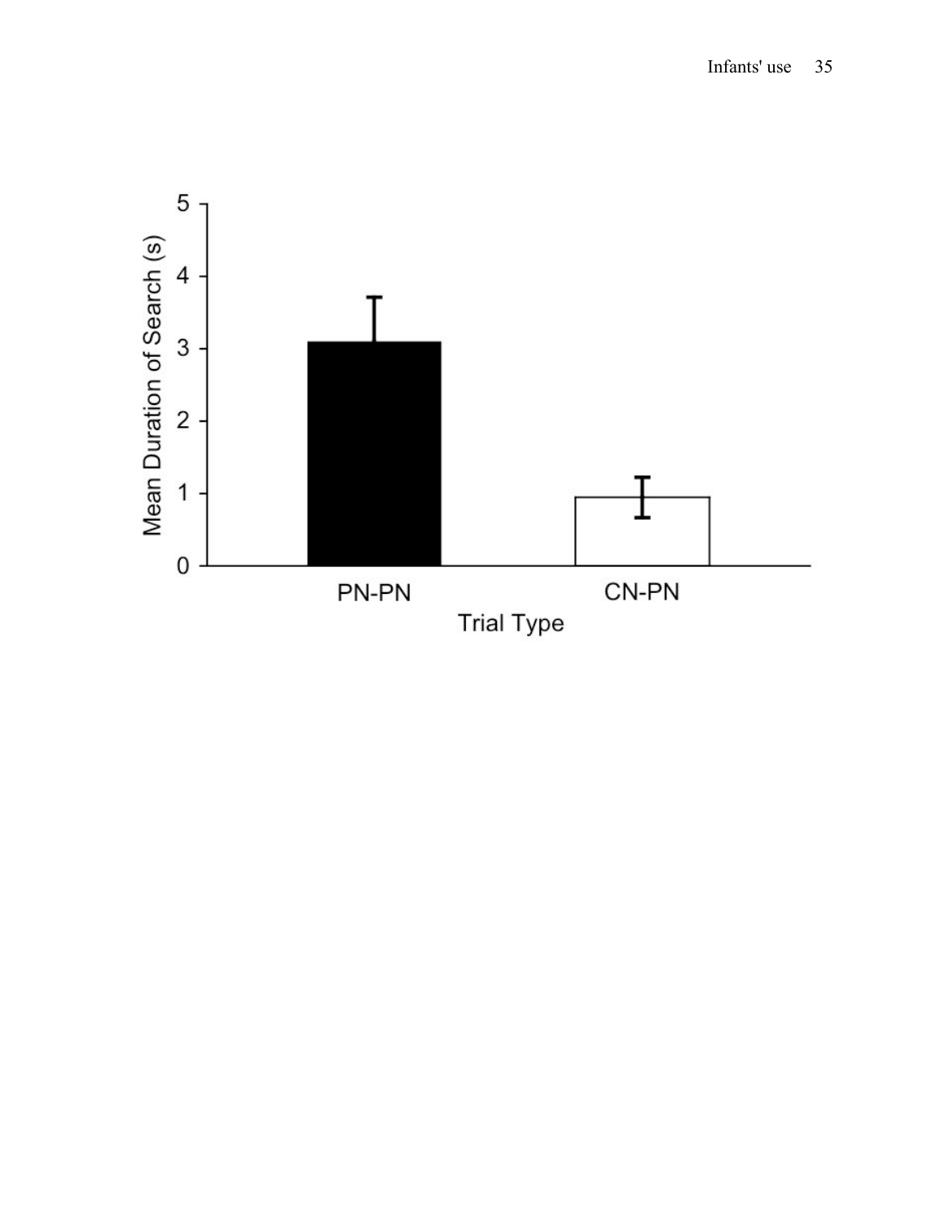Mean Duration of Search (s)

5
4
3
2
1
0

PN-PN
CN-PN

Trial Type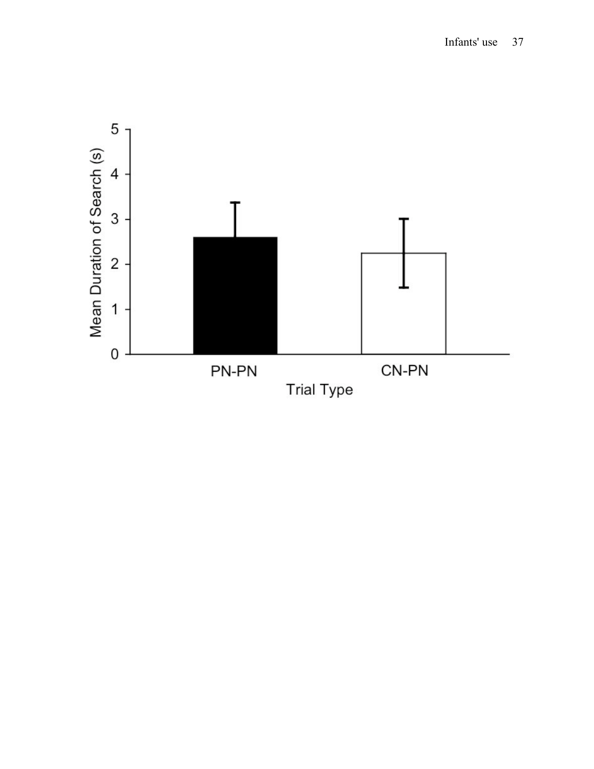Mean Duration of Search (s)

PN-PN

CN-PN

Trial Type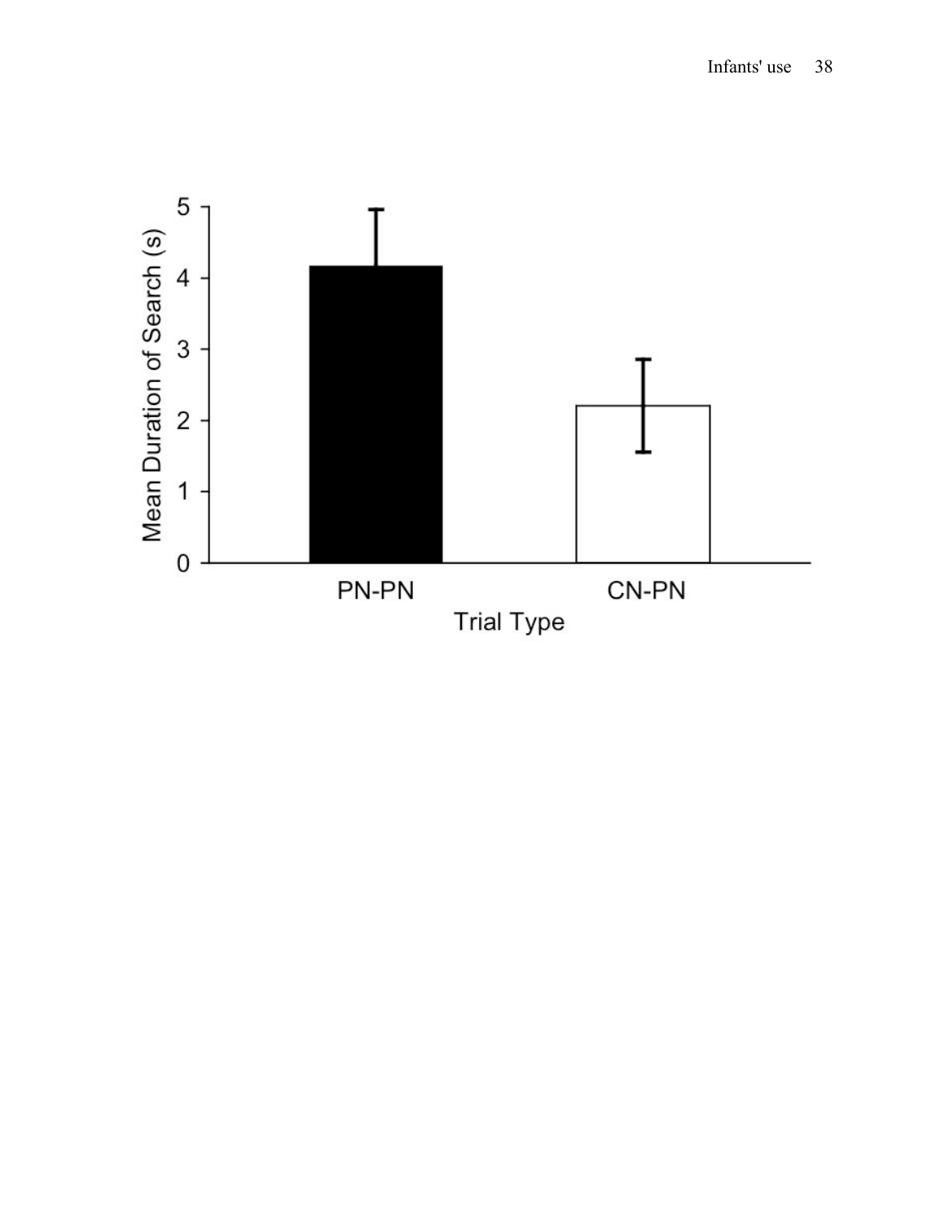Mean Duration of Search (s)

5
4
3
2
1
0

PN-PN CN-PN

Trial Type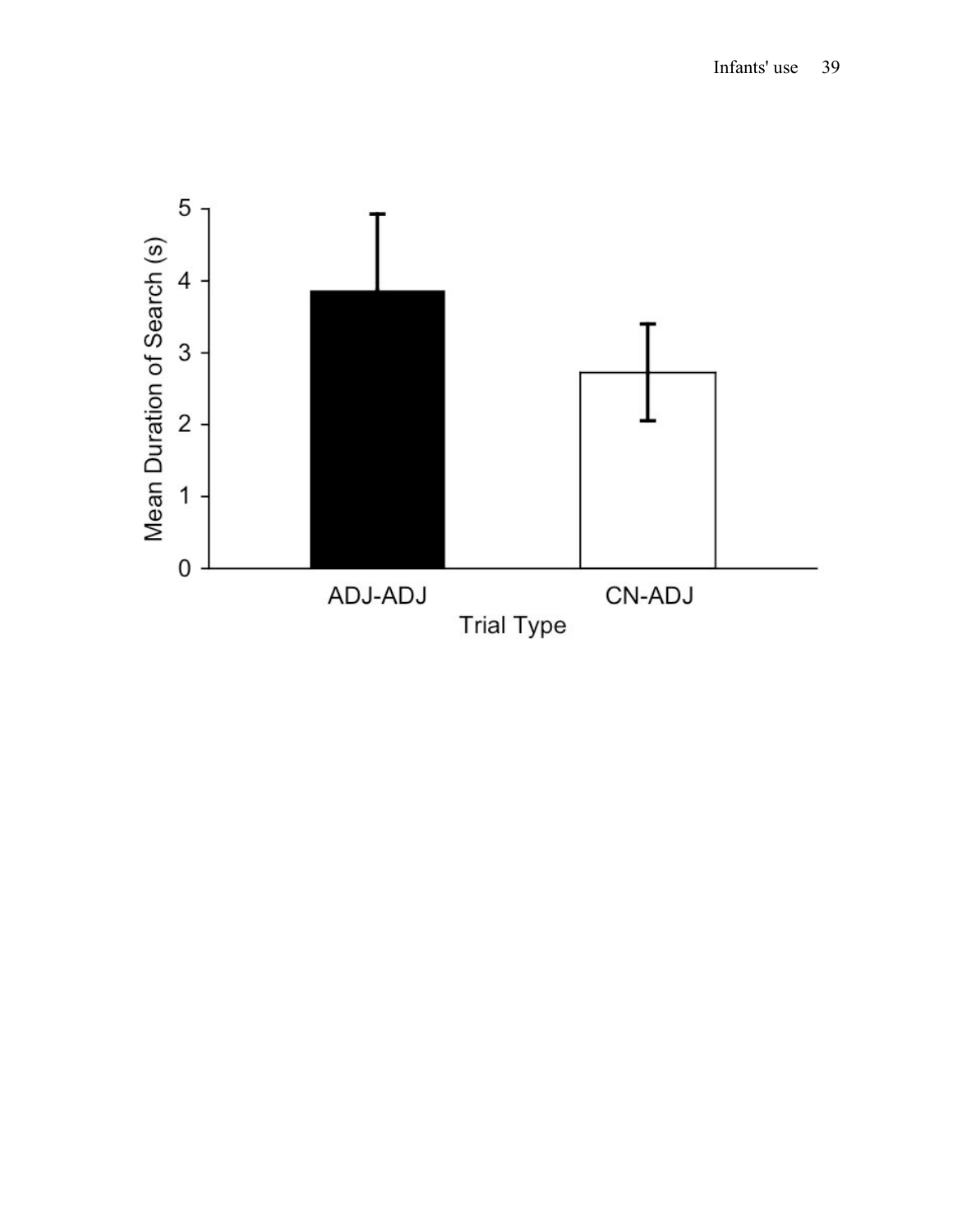5
4
3
2
1
0

Mean Duration of Search (s)

ADJ-ADJ

CN-ADJ

Trial Type